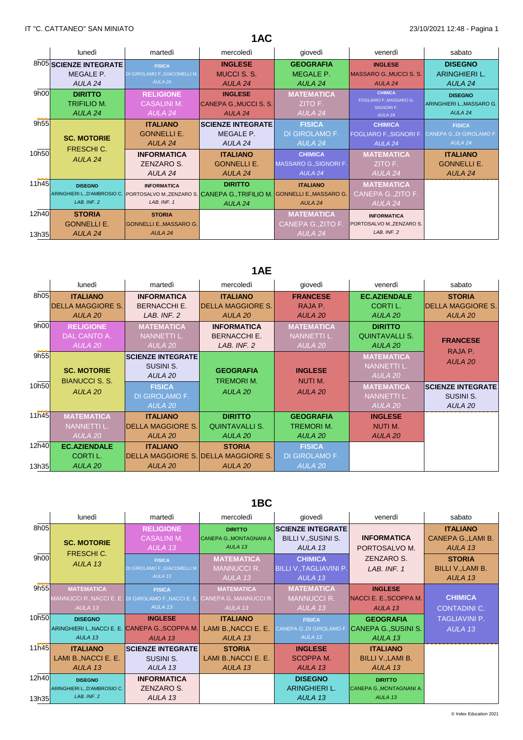IT "C. CATTANEO" SAN MINIATO

23/10/2021 12:48

## 1AC

| | lunedì | martedì | mercoledì | giovedì | venerdì | sabato |
|---|---|---|---|---|---|---|
| 8h05 | **SCIENZE INTEGRATE** MEGALE P. *AULA 24* | **FISICA** DI GIROLAMO F.,GIACOMELLI M. *AULA 24* | **INGLESE** MUCCI S. S. *AULA 24* | **GEOGRAFIA** MEGALE P. *AULA 24* | **INGLESE** MASSARO G.,MUCCI S. S. *AULA 24* | **DISEGNO** ARINGHIERI L. *AULA 24* |
| 9h00 | **DIRITTO** TRIFILIO M. *AULA 24* | **RELIGIONE** CASALINI M. *AULA 24* | **INGLESE** CANEPA G.,MUCCI S. S. *AULA 24* | **MATEMATICA** ZITO F. *AULA 24* | **CHIMICA** FOGLIARO F.,MASSARO G. SIGNORI F. *AULA 24* | **DISEGNO** ARINGHIERI L.,MASSARO G. *AULA 24* |
| 9h55 | **SC. MOTORIE** FRESCHI C. *AULA 24* | **ITALIANO** GONNELLI E. *AULA 24* | **SCIENZE INTEGRATE** MEGALE P. *AULA 24* | **FISICA** DI GIROLAMO F. *AULA 24* | **CHIMICA** FOGLIARO F.,SIGNORI F. *AULA 24* | **FISICA** CANEPA G.,DI GIROLAMO F. *AULA 24* |
| 10h50 | (SC. MOTORIE) | **INFORMATICA** ZENZARO S. *AULA 24* | **ITALIANO** GONNELLI E. *AULA 24* | **CHIMICA** MASSARO G.,SIGNORI F. *AULA 24* | **MATEMATICA** ZITO F. *AULA 24* | **ITALIANO** GONNELLI E. *AULA 24* |
| 11h45 | **DISEGNO** ARINGHIERI L.,D'AMBROSIO C. *LAB. INF. 2* | **INFORMATICA** PORTOSALVO M.,ZENZARO S. *LAB. INF. 1* | **DIRITTO** CANEPA G.,TRIFILIO M. *AULA 24* | **ITALIANO** GONNELLI E.,MASSARO G. *AULA 24* | **MATEMATICA** CANEPA G.,ZITO F. *AULA 24* | |
| 12h40 | **STORIA** GONNELLI E. *AULA 24* | **STORIA** GONNELLI E.,MASSARO G. *AULA 24* | | **MATEMATICA** CANEPA G.,ZITO F. *AULA 24* | **INFORMATICA** PORTOSALVO M.,ZENZARO S. *LAB. INF. 2* | |
| 13h35 | | | | | | |

## 1AE

| | lunedì | martedì | mercoledì | giovedì | venerdì | sabato |
|---|---|---|---|---|---|---|
| 8h05 | **ITALIANO** DELLA MAGGIORE S. *AULA 20* | **INFORMATICA** BERNACCHI E. *LAB. INF. 2* | **ITALIANO** DELLA MAGGIORE S. *AULA 20* | **FRANCESE** RAJA P. *AULA 20* | **EC.AZIENDALE** CORTI L. *AULA 20* | **STORIA** DELLA MAGGIORE S. *AULA 20* |
| 9h00 | **RELIGIONE** DAL CANTO A. *AULA 20* | **MATEMATICA** NANNETTI L. *AULA 20* | **INFORMATICA** BERNACCHI E. *LAB. INF. 2* | **MATEMATICA** NANNETTI L. *AULA 20* | **DIRITTO** QUINTAVALLI S. *AULA 20* | **FRANCESE** RAJA P. *AULA 20* |
| 9h55 | **SC. MOTORIE** BIANUCCI S. S. *AULA 20* | **SCIENZE INTEGRATE** SUSINI S. *AULA 20* | **GEOGRAFIA** TREMORI M. *AULA 20* | **INGLESE** NUTI M. *AULA 20* | **MATEMATICA** NANNETTI L. *AULA 20* | (FRANCESE) |
| 10h50 | (SC. MOTORIE) | **FISICA** DI GIROLAMO F. *AULA 20* | (GEOGRAFIA) | (INGLESE) | **MATEMATICA** NANNETTI L. *AULA 20* | **SCIENZE INTEGRATE** SUSINI S. *AULA 20* |
| 11h45 | **MATEMATICA** NANNETTI L. *AULA 20* | **ITALIANO** DELLA MAGGIORE S. *AULA 20* | **DIRITTO** QUINTAVALLI S. *AULA 20* | **GEOGRAFIA** TREMORI M. *AULA 20* | **INGLESE** NUTI M. *AULA 20* | |
| 12h40 | **EC.AZIENDALE** CORTI L. *AULA 20* | **ITALIANO** DELLA MAGGIORE S. *AULA 20* | **STORIA** DELLA MAGGIORE S. *AULA 20* | **FISICA** DI GIROLAMO F. *AULA 20* | | |
| 13h35 | | | | | | |

## 1BC

| | lunedì | martedì | mercoledì | giovedì | venerdì | sabato |
|---|---|---|---|---|---|---|
| 8h05 | **SC. MOTORIE** FRESCHI C. *AULA 13* | **RELIGIONE** CASALINI M. *AULA 13* | **DIRITTO** CANEPA G.,MONTAGNANI A. *AULA 13* | **SCIENZE INTEGRATE** BILLI V.,SUSINI S. *AULA 13* | **INFORMATICA** PORTOSALVO M. ZENZARO S. *LAB. INF. 1* | **ITALIANO** CANEPA G.,LAMI B. *AULA 13* |
| 9h00 | (SC. MOTORIE) | **FISICA** DI GIROLAMO F.,GIACOMELLI M. *AULA 13* | **MATEMATICA** MANNUCCI R. *AULA 13* | **CHIMICA** BILLI V.,TAGLIAVINI P. *AULA 13* | (INFORMATICA) | **STORIA** BILLI V.,LAMI B. *AULA 13* |
| 9h55 | **MATEMATICA** MANNUCCI R.,NACCI E. E. *AULA 13* | **FISICA** DI GIROLAMO F.,NACCI E. E. *AULA 13* | **MATEMATICA** CANEPA G.,MANNUCCI R. *AULA 13* | **MATEMATICA** MANNUCCI R. *AULA 13* | **INGLESE** NACCI E. E.,SCOPPA M. *AULA 13* | **CHIMICA** CONTADINI C. TAGLIAVINI P. *AULA 13* |
| 10h50 | **DISEGNO** ARINGHIERI L.,NACCI E. E. *AULA 13* | **INGLESE** CANEPA G.,SCOPPA M. *AULA 13* | **ITALIANO** LAMI B.,NACCI E. E. *AULA 13* | **FISICA** CANEPA G.,DI GIROLAMO F. *AULA 13* | **GEOGRAFIA** CANEPA G.,SUSINI S. *AULA 13* | (CHIMICA) |
| 11h45 | **ITALIANO** LAMI B.,NACCI E. E. *AULA 13* | **SCIENZE INTEGRATE** SUSINI S. *AULA 13* | **STORIA** LAMI B.,NACCI E. E. *AULA 13* | **INGLESE** SCOPPA M. *AULA 13* | **ITALIANO** BILLI V.,LAMI B. *AULA 13* | |
| 12h40 | **DISEGNO** ARINGHIERI L.,D'AMBROSIO C. *LAB. INF. 2* | **INFORMATICA** ZENZARO S. *AULA 13* | | **DISEGNO** ARINGHIERI L. *AULA 13* | **DIRITTO** CANEPA G.,MONTAGNANI A. *AULA 13* | |
| 13h35 | | | | | | |

© Index Education 2021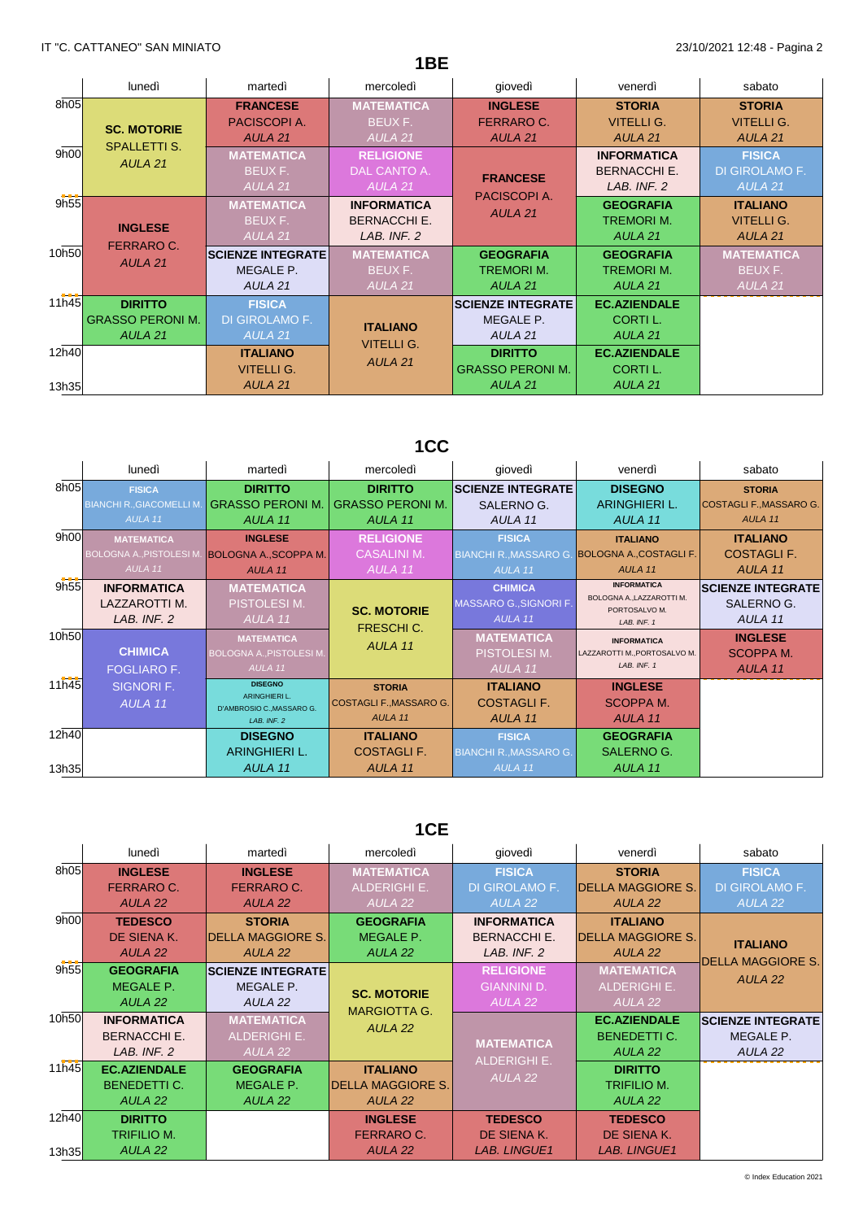## 1BE

| | lunedì | martedì | mercoledì | giovedì | venerdì | sabato |
|---|---|---|---|---|---|---|
| 8h05 | **SC. MOTORIE** SPALLETTI S. *AULA 21* | **FRANCESE** PACISCOPI A. *AULA 21* | **MATEMATICA** BEUX F. *AULA 21* | **INGLESE** FERRARO C. *AULA 21* | **STORIA** VITELLI G. *AULA 21* | **STORIA** VITELLI G. *AULA 21* |
| 9h00 | | **MATEMATICA** BEUX F. *AULA 21* | **RELIGIONE** DAL CANTO A. *AULA 21* | **FRANCESE** PACISCOPI A. *AULA 21* | **INFORMATICA** BERNACCHI E. *LAB. INF. 2* | **FISICA** DI GIROLAMO F. *AULA 21* |
| 9h55 | **INGLESE** FERRARO C. *AULA 21* | **MATEMATICA** BEUX F. *AULA 21* | **INFORMATICA** BERNACCHI E. *LAB. INF. 2* | | **GEOGRAFIA** TREMORI M. *AULA 21* | **ITALIANO** VITELLI G. *AULA 21* |
| 10h50 | | **SCIENZE INTEGRATE** MEGALE P. *AULA 21* | **MATEMATICA** BEUX F. *AULA 21* | **GEOGRAFIA** TREMORI M. *AULA 21* | **GEOGRAFIA** TREMORI M. *AULA 21* | **MATEMATICA** BEUX F. *AULA 21* |
| 11h45 | **DIRITTO** GRASSO PERONI M. *AULA 21* | **FISICA** DI GIROLAMO F. *AULA 21* | **ITALIANO** VITELLI G. *AULA 21* | **SCIENZE INTEGRATE** MEGALE P. *AULA 21* | **EC.AZIENDALE** CORTI L. *AULA 21* | |
| 12h40 | | **ITALIANO** VITELLI G. *AULA 21* | | **DIRITTO** GRASSO PERONI M. *AULA 21* | **EC.AZIENDALE** CORTI L. *AULA 21* | |
| 13h35 | | | | | | |

## 1CC

| | lunedì | martedì | mercoledì | giovedì | venerdì | sabato |
|---|---|---|---|---|---|---|
| 8h05 | **FISICA** BIANCHI R.,GIACOMELLI M. *AULA 11* | **DIRITTO** GRASSO PERONI M. *AULA 11* | **DIRITTO** GRASSO PERONI M. *AULA 11* | **SCIENZE INTEGRATE** SALERNO G. *AULA 11* | **DISEGNO** ARINGHIERI L. *AULA 11* | **STORIA** COSTAGLI F.,MASSARO G. *AULA 11* |
| 9h00 | **MATEMATICA** BOLOGNA A.,PISTOLESI M. *AULA 11* | **INGLESE** BOLOGNA A.,SCOPPA M. *AULA 11* | **RELIGIONE** CASALINI M. *AULA 11* | **FISICA** BIANCHI R.,MASSARO G. *AULA 11* | **ITALIANO** BOLOGNA A.,COSTAGLI F. *AULA 11* | **ITALIANO** COSTAGLI F. *AULA 11* |
| 9h55 | **INFORMATICA** LAZZAROTTI M. *LAB. INF. 2* | **MATEMATICA** PISTOLESI M. *AULA 11* | **SC. MOTORIE** FRESCHI C. *AULA 11* | **CHIMICA** MASSARO G.,SIGNORI F. *AULA 11* | **INFORMATICA** BOLOGNA A.,LAZZAROTTI M. PORTOSALVO M. *LAB. INF. 1* | **SCIENZE INTEGRATE** SALERNO G. *AULA 11* |
| 10h50 | **CHIMICA** FOGLIARO F. SIGNORI F. *AULA 11* | **MATEMATICA** BOLOGNA A.,PISTOLESI M. *AULA 11* | | **MATEMATICA** PISTOLESI M. *AULA 11* | **INFORMATICA** LAZZAROTTI M.,PORTOSALVO M. *LAB. INF. 1* | **INGLESE** SCOPPA M. *AULA 11* |
| 11h45 | | **DISEGNO** ARINGHIERI L. D'AMBROSIO C.,MASSARO G. *LAB. INF. 2* | **STORIA** COSTAGLI F.,MASSARO G. *AULA 11* | **ITALIANO** COSTAGLI F. *AULA 11* | **INGLESE** SCOPPA M. *AULA 11* | |
| 12h40 | | **DISEGNO** ARINGHIERI L. *AULA 11* | **ITALIANO** COSTAGLI F. *AULA 11* | **FISICA** BIANCHI R.,MASSARO G. *AULA 11* | **GEOGRAFIA** SALERNO G. *AULA 11* | |
| 13h35 | | | | | | |

## 1CE

| | lunedì | martedì | mercoledì | giovedì | venerdì | sabato |
|---|---|---|---|---|---|---|
| 8h05 | **INGLESE** FERRARO C. *AULA 22* | **INGLESE** FERRARO C. *AULA 22* | **MATEMATICA** ALDERIGHI E. *AULA 22* | **FISICA** DI GIROLAMO F. *AULA 22* | **STORIA** DELLA MAGGIORE S. *AULA 22* | **FISICA** DI GIROLAMO F. *AULA 22* |
| 9h00 | **TEDESCO** DE SIENA K. *AULA 22* | **STORIA** DELLA MAGGIORE S. *AULA 22* | **GEOGRAFIA** MEGALE P. *AULA 22* | **INFORMATICA** BERNACCHI E. *LAB. INF. 2* | **ITALIANO** DELLA MAGGIORE S. *AULA 22* | **ITALIANO** DELLA MAGGIORE S. *AULA 22* |
| 9h55 | **GEOGRAFIA** MEGALE P. *AULA 22* | **SCIENZE INTEGRATE** MEGALE P. *AULA 22* | **SC. MOTORIE** MARGIOTTA G. *AULA 22* | **RELIGIONE** GIANNINI D. *AULA 22* | **MATEMATICA** ALDERIGHI E. *AULA 22* | |
| 10h50 | **INFORMATICA** BERNACCHI E. *LAB. INF. 2* | **MATEMATICA** ALDERIGHI E. *AULA 22* | | **MATEMATICA** ALDERIGHI E. *AULA 22* | **EC.AZIENDALE** BENEDETTI C. *AULA 22* | **SCIENZE INTEGRATE** MEGALE P. *AULA 22* |
| 11h45 | **EC.AZIENDALE** BENEDETTI C. *AULA 22* | **GEOGRAFIA** MEGALE P. *AULA 22* | **ITALIANO** DELLA MAGGIORE S. *AULA 22* | | **DIRITTO** TRIFILIO M. *AULA 22* | |
| 12h40 | **DIRITTO** TRIFILIO M. *AULA 22* | | **INGLESE** FERRARO C. *AULA 22* | **TEDESCO** DE SIENA K. *LAB. LINGUE1* | **TEDESCO** DE SIENA K. *LAB. LINGUE1* | |
| 13h35 | | | | | | |

© Index Education 2021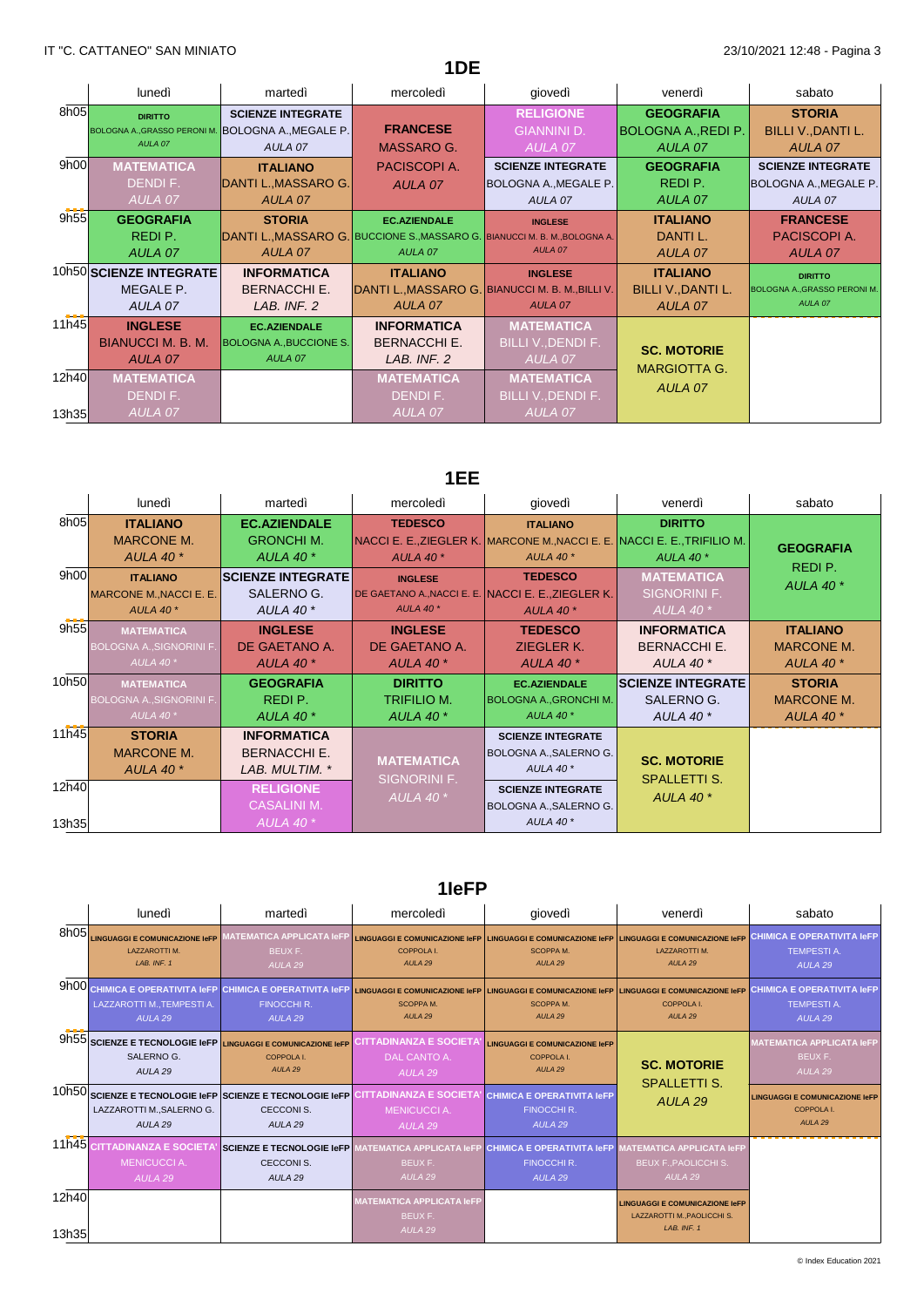IT "C. CATTANEO" SAN MINIATO

## 1DE

| | lunedì | martedì | mercoledì | giovedì | venerdì | sabato |
|---|---|---|---|---|---|---|
| 8h05 | **DIRITTO** BOLOGNA A.,GRASSO PERONI M. *AULA 07* | **SCIENZE INTEGRATE** BOLOGNA A.,MEGALE P. *AULA 07* | **FRANCESE** MASSARO G. PACISCOPI A. *AULA 07* | **RELIGIONE** GIANNINI D. *AULA 07* | **GEOGRAFIA** BOLOGNA A.,REDI P. *AULA 07* | **STORIA** BILLI V.,DANTI L. *AULA 07* |
| 9h00 | **MATEMATICA** DENDI F. *AULA 07* | **ITALIANO** DANTI L.,MASSARO G. *AULA 07* | | **SCIENZE INTEGRATE** BOLOGNA A.,MEGALE P. *AULA 07* | **GEOGRAFIA** REDI P. *AULA 07* | **SCIENZE INTEGRATE** BOLOGNA A.,MEGALE P. *AULA 07* |
| 9h55 | **GEOGRAFIA** REDI P. *AULA 07* | **STORIA** DANTI L.,MASSARO G. *AULA 07* | **EC.AZIENDALE** BUCCIONE S.,MASSARO G. *AULA 07* | **INGLESE** BIANUCCI M. B. M.,BOLOGNA A. *AULA 07* | **ITALIANO** DANTI L. *AULA 07* | **FRANCESE** PACISCOPI A. *AULA 07* |
| 10h50 | **SCIENZE INTEGRATE** MEGALE P. *AULA 07* | **INFORMATICA** BERNACCHI E. *LAB. INF. 2* | **ITALIANO** DANTI L.,MASSARO G. *AULA 07* | **INGLESE** BIANUCCI M. B. M.,BILLI V. *AULA 07* | **ITALIANO** BILLI V.,DANTI L. *AULA 07* | **DIRITTO** BOLOGNA A.,GRASSO PERONI M. *AULA 07* |
| 11h45 | **INGLESE** BIANUCCI M. B. M. *AULA 07* | **EC.AZIENDALE** BOLOGNA A.,BUCCIONE S. *AULA 07* | **INFORMATICA** BERNACCHI E. *LAB. INF. 2* | **MATEMATICA** BILLI V.,DENDI F. *AULA 07* | **SC. MOTORIE** MARGIOTTA G. *AULA 07* | |
| 12h40 | **MATEMATICA** DENDI F. *AULA 07* | | **MATEMATICA** DENDI F. *AULA 07* | **MATEMATICA** BILLI V.,DENDI F. *AULA 07* | | |
| 13h35 | | | | | | |

## 1EE

| | lunedì | martedì | mercoledì | giovedì | venerdì | sabato |
|---|---|---|---|---|---|---|
| 8h05 | **ITALIANO** MARCONE M. *AULA 40 \** | **EC.AZIENDALE** GRONCHI M. *AULA 40 \** | **TEDESCO** NACCI E. E.,ZIEGLER K. *AULA 40 \** | **ITALIANO** MARCONE M.,NACCI E. E. *AULA 40 \** | **DIRITTO** NACCI E. E.,TRIFILIO M. *AULA 40 \** | **GEOGRAFIA** REDI P. *AULA 40 \** |
| 9h00 | **ITALIANO** MARCONE M.,NACCI E. E. *AULA 40 \** | **SCIENZE INTEGRATE** SALERNO G. *AULA 40 \** | **INGLESE** DE GAETANO A.,NACCI E. E. *AULA 40 \** | **TEDESCO** NACCI E. E.,ZIEGLER K. *AULA 40 \** | **MATEMATICA** SIGNORINI F. *AULA 40 \** | |
| 9h55 | **MATEMATICA** BOLOGNA A.,SIGNORINI F. *AULA 40 \** | **INGLESE** DE GAETANO A. *AULA 40 \** | **INGLESE** DE GAETANO A. *AULA 40 \** | **TEDESCO** ZIEGLER K. *AULA 40 \** | **INFORMATICA** BERNACCHI E. *AULA 40 \** | **ITALIANO** MARCONE M. *AULA 40 \** |
| 10h50 | **MATEMATICA** BOLOGNA A.,SIGNORINI F. *AULA 40 \** | **GEOGRAFIA** REDI P. *AULA 40 \** | **DIRITTO** TRIFILIO M. *AULA 40 \** | **EC.AZIENDALE** BOLOGNA A.,GRONCHI M. *AULA 40 \** | **SCIENZE INTEGRATE** SALERNO G. *AULA 40 \** | **STORIA** MARCONE M. *AULA 40 \** |
| 11h45 | **STORIA** MARCONE M. *AULA 40 \** | **INFORMATICA** BERNACCHI E. *LAB. MULTIM. \** | **MATEMATICA** SIGNORINI F. *AULA 40 \** | **SCIENZE INTEGRATE** BOLOGNA A.,SALERNO G. *AULA 40 \** | **SC. MOTORIE** SPALLETTI S. *AULA 40 \** | |
| 12h40 | | **RELIGIONE** CASALINI M. *AULA 40 \** | | **SCIENZE INTEGRATE** BOLOGNA A.,SALERNO G. *AULA 40 \** | | |
| 13h35 | | | | | | |

## 1IeFP

| | lunedì | martedì | mercoledì | giovedì | venerdì | sabato |
|---|---|---|---|---|---|---|
| 8h05 | **LINGUAGGI E COMUNICAZIONE IeFP** LAZZAROTTI M. *LAB. INF. 1* | **MATEMATICA APPLICATA IeFP** BEUX F. *AULA 29* | **LINGUAGGI E COMUNICAZIONE IeFP** COPPOLA I. *AULA 29* | **LINGUAGGI E COMUNICAZIONE IeFP** SCOPPA M. *AULA 29* | **LINGUAGGI E COMUNICAZIONE IeFP** LAZZAROTTI M. *AULA 29* | **CHIMICA E OPERATIVITA IeFP** TEMPESTI A. *AULA 29* |
| 9h00 | **CHIMICA E OPERATIVITA IeFP** LAZZAROTTI M.,TEMPESTI A. *AULA 29* | **CHIMICA E OPERATIVITA IeFP** FINOCCHI R. *AULA 29* | **LINGUAGGI E COMUNICAZIONE IeFP** SCOPPA M. *AULA 29* | **LINGUAGGI E COMUNICAZIONE IeFP** SCOPPA M. *AULA 29* | **LINGUAGGI E COMUNICAZIONE IeFP** COPPOLA I. *AULA 29* | **CHIMICA E OPERATIVITA IeFP** TEMPESTI A. *AULA 29* |
| 9h55 | **SCIENZE E TECNOLOGIE IeFP** SALERNO G. *AULA 29* | **LINGUAGGI E COMUNICAZIONE IeFP** COPPOLA I. *AULA 29* | **CITTADINANZA E SOCIETA'** DAL CANTO A. *AULA 29* | **LINGUAGGI E COMUNICAZIONE IeFP** COPPOLA I. *AULA 29* | **SC. MOTORIE** SPALLETTI S. *AULA 29* | **MATEMATICA APPLICATA IeFP** BEUX F. *AULA 29* |
| 10h50 | **SCIENZE E TECNOLOGIE IeFP** LAZZAROTTI M.,SALERNO G. *AULA 29* | **SCIENZE E TECNOLOGIE IeFP** CECCONI S. *AULA 29* | **CITTADINANZA E SOCIETA'** MENICUCCI A. *AULA 29* | **CHIMICA E OPERATIVITA IeFP** FINOCCHI R. *AULA 29* | | **LINGUAGGI E COMUNICAZIONE IeFP** COPPOLA I. *AULA 29* |
| 11h45 | **CITTADINANZA E SOCIETA'** MENICUCCI A. *AULA 29* | **SCIENZE E TECNOLOGIE IeFP** CECCONI S. *AULA 29* | **MATEMATICA APPLICATA IeFP** BEUX F. *AULA 29* | **CHIMICA E OPERATIVITA IeFP** FINOCCHI R. *AULA 29* | **MATEMATICA APPLICATA IeFP** BEUX F.,PAOLICCHI S. *AULA 29* | |
| 12h40 | | | **MATEMATICA APPLICATA IeFP** BEUX F. *AULA 29* | | **LINGUAGGI E COMUNICAZIONE IeFP** LAZZAROTTI M.,PAOLICCHI S. *LAB. INF. 1* | |
| 13h35 | | | | | | |

© Index Education 2021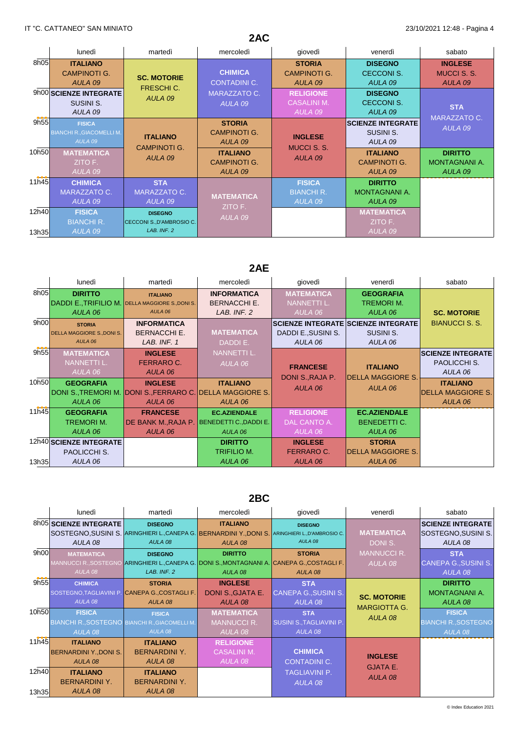## 2AC

| | lunedì | martedì | mercoledì | giovedì | venerdì | sabato |
|---|---|---|---|---|---|---|
| 8h05 | **ITALIANO** CAMPINOTI G. *AULA 09* | **SC. MOTORIE** FRESCHI C. *AULA 09* | **CHIMICA** CONTADINI C. MARAZZATO C. *AULA 09* | **STORIA** CAMPINOTI G. *AULA 09* | **DISEGNO** CECCONI S. *AULA 09* | **INGLESE** MUCCI S. S. *AULA 09* |
| 9h00 | **SCIENZE INTEGRATE** SUSINI S. *AULA 09* | | | **RELIGIONE** CASALINI M. *AULA 09* | **DISEGNO** CECCONI S. *AULA 09* | **STA** MARAZZATO C. *AULA 09* |
| 9h55 | **FISICA** BIANCHI R.,GIACOMELLI M. *AULA 09* | **ITALIANO** CAMPINOTI G. *AULA 09* | **STORIA** CAMPINOTI G. *AULA 09* | **INGLESE** MUCCI S. S. *AULA 09* | **SCIENZE INTEGRATE** SUSINI S. *AULA 09* | |
| 10h50 | **MATEMATICA** ZITO F. *AULA 09* | | **ITALIANO** CAMPINOTI G. *AULA 09* | | **ITALIANO** CAMPINOTI G. *AULA 09* | **DIRITTO** MONTAGNANI A. *AULA 09* |
| 11h45 | **CHIMICA** MARAZZATO C. *AULA 09* | **STA** MARAZZATO C. *AULA 09* | **MATEMATICA** ZITO F. *AULA 09* | **FISICA** BIANCHI R. *AULA 09* | **DIRITTO** MONTAGNANI A. *AULA 09* | |
| 12h40 | **FISICA** BIANCHI R. *AULA 09* | **DISEGNO** CECCONI S.,D'AMBROSIO C. *LAB. INF. 2* | | | **MATEMATICA** ZITO F. *AULA 09* | |
| 13h35 | | | | | | |

## 2AE

| | lunedì | martedì | mercoledì | giovedì | venerdì | sabato |
|---|---|---|---|---|---|---|
| 8h05 | **DIRITTO** DADDI E.,TRIFILIO M. *AULA 06* | **ITALIANO** DELLA MAGGIORE S.,DONI S. *AULA 06* | **INFORMATICA** BERNACCHI E. *LAB. INF. 2* | **MATEMATICA** NANNETTI L. *AULA 06* | **GEOGRAFIA** TREMORI M. *AULA 06* | **SC. MOTORIE** BIANUCCI S. S. |
| 9h00 | **STORIA** DELLA MAGGIORE S.,DONI S. *AULA 06* | **INFORMATICA** BERNACCHI E. *LAB. INF. 1* | **MATEMATICA** DADDI E. NANNETTI L. *AULA 06* | **SCIENZE INTEGRATE** DADDI E.,SUSINI S. *AULA 06* | **SCIENZE INTEGRATE** SUSINI S. *AULA 06* | |
| 9h55 | **MATEMATICA** NANNETTI L. *AULA 06* | **INGLESE** FERRARO C. *AULA 06* | | **FRANCESE** DONI S.,RAJA P. *AULA 06* | **ITALIANO** DELLA MAGGIORE S. *AULA 06* | **SCIENZE INTEGRATE** PAOLICCHI S. *AULA 06* |
| 10h50 | **GEOGRAFIA** DONI S.,TREMORI M. *AULA 06* | **INGLESE** DONI S.,FERRARO C. *AULA 06* | **ITALIANO** DELLA MAGGIORE S. *AULA 06* | | | **ITALIANO** DELLA MAGGIORE S. *AULA 06* |
| 11h45 | **GEOGRAFIA** TREMORI M. *AULA 06* | **FRANCESE** DE BANK M.,RAJA P. *AULA 06* | **EC.AZIENDALE** BENEDETTI C.,DADDI E. *AULA 06* | **RELIGIONE** DAL CANTO A. *AULA 06* | **EC.AZIENDALE** BENEDETTI C. *AULA 06* | |
| 12h40 | **SCIENZE INTEGRATE** PAOLICCHI S. *AULA 06* | | **DIRITTO** TRIFILIO M. *AULA 06* | **INGLESE** FERRARO C. *AULA 06* | **STORIA** DELLA MAGGIORE S. *AULA 06* | |
| 13h35 | | | | | | |

## 2BC

| | lunedì | martedì | mercoledì | giovedì | venerdì | sabato |
|---|---|---|---|---|---|---|
| 8h05 | **SCIENZE INTEGRATE** SOSTEGNO,SUSINI S. *AULA 08* | **DISEGNO** ARINGHIERI L.,CANEPA G. *AULA 08* | **ITALIANO** BERNARDINI Y.,DONI S. *AULA 08* | **DISEGNO** ARINGHIERI L.,D'AMBROSIO C. *AULA 08* | **MATEMATICA** DONI S. MANNUCCI R. *AULA 08* | **SCIENZE INTEGRATE** SOSTEGNO,SUSINI S. *AULA 08* |
| 9h00 | **MATEMATICA** MANNUCCI R.,SOSTEGNO *AULA 08* | **DISEGNO** ARINGHIERI L.,CANEPA G. *LAB. INF. 2* | **DIRITTO** DONI S.,MONTAGNANI A. *AULA 08* | **STORIA** CANEPA G.,COSTAGLI F. *AULA 08* | | **STA** CANEPA G.,SUSINI S. *AULA 08* |
| 9h55 | **CHIMICA** SOSTEGNO,TAGLIAVINI P. *AULA 08* | **STORIA** CANEPA G.,COSTAGLI F. *AULA 08* | **INGLESE** DONI S.,GJATA E. *AULA 08* | **STA** CANEPA G.,SUSINI S. *AULA 08* | **SC. MOTORIE** MARGIOTTA G. *AULA 08* | **DIRITTO** MONTAGNANI A. *AULA 08* |
| 10h50 | **FISICA** BIANCHI R.,SOSTEGNO *AULA 08* | **FISICA** BIANCHI R.,GIACOMELLI M. *AULA 08* | **MATEMATICA** MANNUCCI R. *AULA 08* | **STA** SUSINI S.,TAGLIAVINI P. *AULA 08* | | **FISICA** BIANCHI R.,SOSTEGNO *AULA 08* |
| 11h45 | **ITALIANO** BERNARDINI Y.,DONI S. *AULA 08* | **ITALIANO** BERNARDINI Y. *AULA 08* | **RELIGIONE** CASALINI M. *AULA 08* | **CHIMICA** CONTADINI C. TAGLIAVINI P. *AULA 08* | **INGLESE** GJATA E. *AULA 08* | |
| 12h40 | **ITALIANO** BERNARDINI Y. *AULA 08* | **ITALIANO** BERNARDINI Y. *AULA 08* | | | | |
| 13h35 | | | | | | |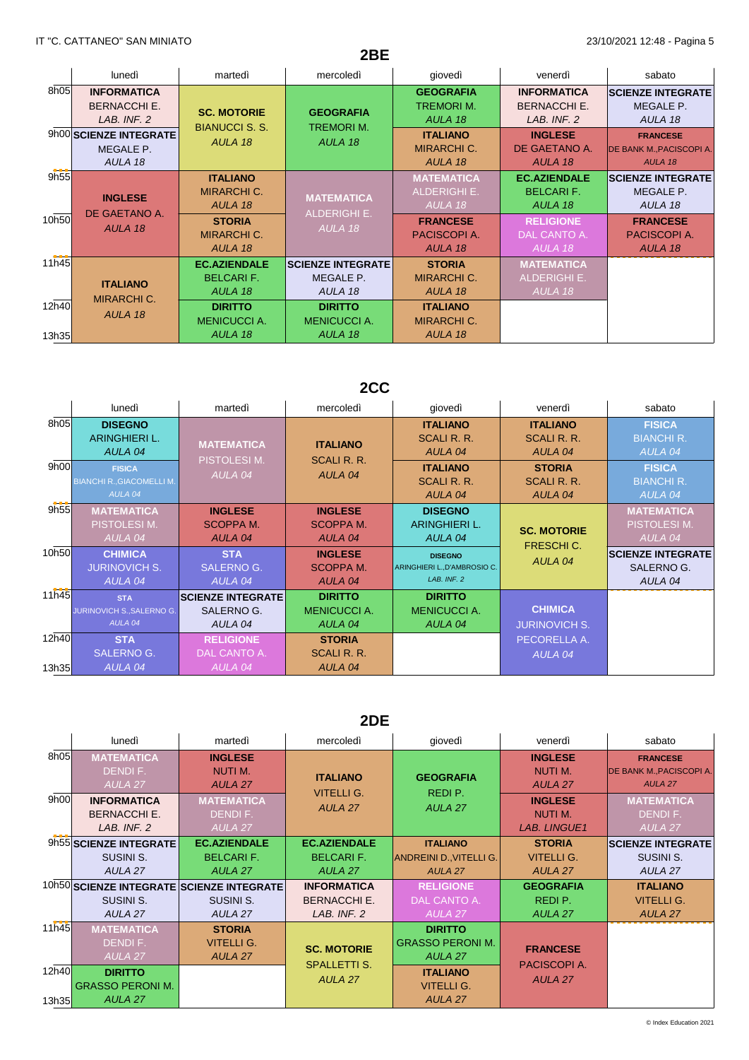IT "C. CATTANEO" SAN MINIATO — 23/10/2021 12:48

## 2BE

| | lunedì | martedì | mercoledì | giovedì | venerdì | sabato |
|---|---|---|---|---|---|---|
| 8h05 | **INFORMATICA** BERNACCHI E. *LAB. INF. 2* | **SC. MOTORIE** BIANUCCI S. S. *AULA 18* | **GEOGRAFIA** TREMORI M. *AULA 18* | **GEOGRAFIA** TREMORI M. *AULA 18* | **INFORMATICA** BERNACCHI E. *LAB. INF. 2* | **SCIENZE INTEGRATE** MEGALE P. *AULA 18* |
| 9h00 | **SCIENZE INTEGRATE** MEGALE P. *AULA 18* | | | **ITALIANO** MIRARCHI C. *AULA 18* | **INGLESE** DE GAETANO A. *AULA 18* | **FRANCESE** DE BANK M.,PACISCOPI A. *AULA 18* |
| 9h55 | **INGLESE** DE GAETANO A. *AULA 18* | **ITALIANO** MIRARCHI C. *AULA 18* | **MATEMATICA** ALDERIGHI E. *AULA 18* | **MATEMATICA** ALDERIGHI E. *AULA 18* | **EC.AZIENDALE** BELCARI F. *AULA 18* | **SCIENZE INTEGRATE** MEGALE P. *AULA 18* |
| 10h50 | | **STORIA** MIRARCHI C. *AULA 18* | | **FRANCESE** PACISCOPI A. *AULA 18* | **RELIGIONE** DAL CANTO A. *AULA 18* | **FRANCESE** PACISCOPI A. *AULA 18* |
| 11h45 | **ITALIANO** MIRARCHI C. *AULA 18* | **EC.AZIENDALE** BELCARI F. *AULA 18* | **SCIENZE INTEGRATE** MEGALE P. *AULA 18* | **STORIA** MIRARCHI C. *AULA 18* | **MATEMATICA** ALDERIGHI E. *AULA 18* | |
| 12h40 | | **DIRITTO** MENICUCCI A. *AULA 18* | **DIRITTO** MENICUCCI A. *AULA 18* | **ITALIANO** MIRARCHI C. *AULA 18* | | |
| 13h35 | | | | | | |

## 2CC

| | lunedì | martedì | mercoledì | giovedì | venerdì | sabato |
|---|---|---|---|---|---|---|
| 8h05 | **DISEGNO** ARINGHIERI L. *AULA 04* | **MATEMATICA** PISTOLESI M. *AULA 04* | **ITALIANO** SCALI R. R. *AULA 04* | **ITALIANO** SCALI R. R. *AULA 04* | **ITALIANO** SCALI R. R. *AULA 04* | **FISICA** BIANCHI R. *AULA 04* |
| 9h00 | **FISICA** BIANCHI R.,GIACOMELLI M. *AULA 04* | | | **ITALIANO** SCALI R. R. *AULA 04* | **STORIA** SCALI R. R. *AULA 04* | **FISICA** BIANCHI R. *AULA 04* |
| 9h55 | **MATEMATICA** PISTOLESI M. *AULA 04* | **INGLESE** SCOPPA M. *AULA 04* | **INGLESE** SCOPPA M. *AULA 04* | **DISEGNO** ARINGHIERI L. *AULA 04* | **SC. MOTORIE** FRESCHI C. *AULA 04* | **MATEMATICA** PISTOLESI M. *AULA 04* |
| 10h50 | **CHIMICA** JURINOVICH S. *AULA 04* | **STA** SALERNO G. *AULA 04* | **INGLESE** SCOPPA M. *AULA 04* | **DISEGNO** ARINGHIERI L.,D'AMBROSIO C. *LAB. INF. 2* | | **SCIENZE INTEGRATE** SALERNO G. *AULA 04* |
| 11h45 | **STA** JURINOVICH S.,SALERNO G. *AULA 04* | **SCIENZE INTEGRATE** SALERNO G. *AULA 04* | **DIRITTO** MENICUCCI A. *AULA 04* | **DIRITTO** MENICUCCI A. *AULA 04* | **CHIMICA** JURINOVICH S. PECORELLA A. *AULA 04* | |
| 12h40 | **STA** SALERNO G. *AULA 04* | **RELIGIONE** DAL CANTO A. *AULA 04* | **STORIA** SCALI R. R. *AULA 04* | | | |
| 13h35 | | | | | | |

## 2DE

| | lunedì | martedì | mercoledì | giovedì | venerdì | sabato |
|---|---|---|---|---|---|---|
| 8h05 | **MATEMATICA** DENDI F. *AULA 27* | **INGLESE** NUTI M. *AULA 27* | **ITALIANO** VITELLI G. *AULA 27* | **GEOGRAFIA** REDI P. *AULA 27* | **INGLESE** NUTI M. *AULA 27* | **FRANCESE** DE BANK M.,PACISCOPI A. *AULA 27* |
| 9h00 | **INFORMATICA** BERNACCHI E. *LAB. INF. 2* | **MATEMATICA** DENDI F. *AULA 27* | | | **INGLESE** NUTI M. *LAB. LINGUE1* | **MATEMATICA** DENDI F. *AULA 27* |
| 9h55 | **SCIENZE INTEGRATE** SUSINI S. *AULA 27* | **EC.AZIENDALE** BELCARI F. *AULA 27* | **EC.AZIENDALE** BELCARI F. *AULA 27* | **ITALIANO** ANDREINI D.,VITELLI G. *AULA 27* | **STORIA** VITELLI G. *AULA 27* | **SCIENZE INTEGRATE** SUSINI S. *AULA 27* |
| 10h50 | **SCIENZE INTEGRATE** SUSINI S. *AULA 27* | **SCIENZE INTEGRATE** SUSINI S. *AULA 27* | **INFORMATICA** BERNACCHI E. *LAB. INF. 2* | **RELIGIONE** DAL CANTO A. *AULA 27* | **GEOGRAFIA** REDI P. *AULA 27* | **ITALIANO** VITELLI G. *AULA 27* |
| 11h45 | **MATEMATICA** DENDI F. *AULA 27* | **STORIA** VITELLI G. *AULA 27* | **SC. MOTORIE** SPALLETTI S. *AULA 27* | **DIRITTO** GRASSO PERONI M. *AULA 27* | **FRANCESE** PACISCOPI A. *AULA 27* | |
| 12h40 | **DIRITTO** GRASSO PERONI M. *AULA 27* | | | **ITALIANO** VITELLI G. *AULA 27* | | |
| 13h35 | | | | | | |

© Index Education 2021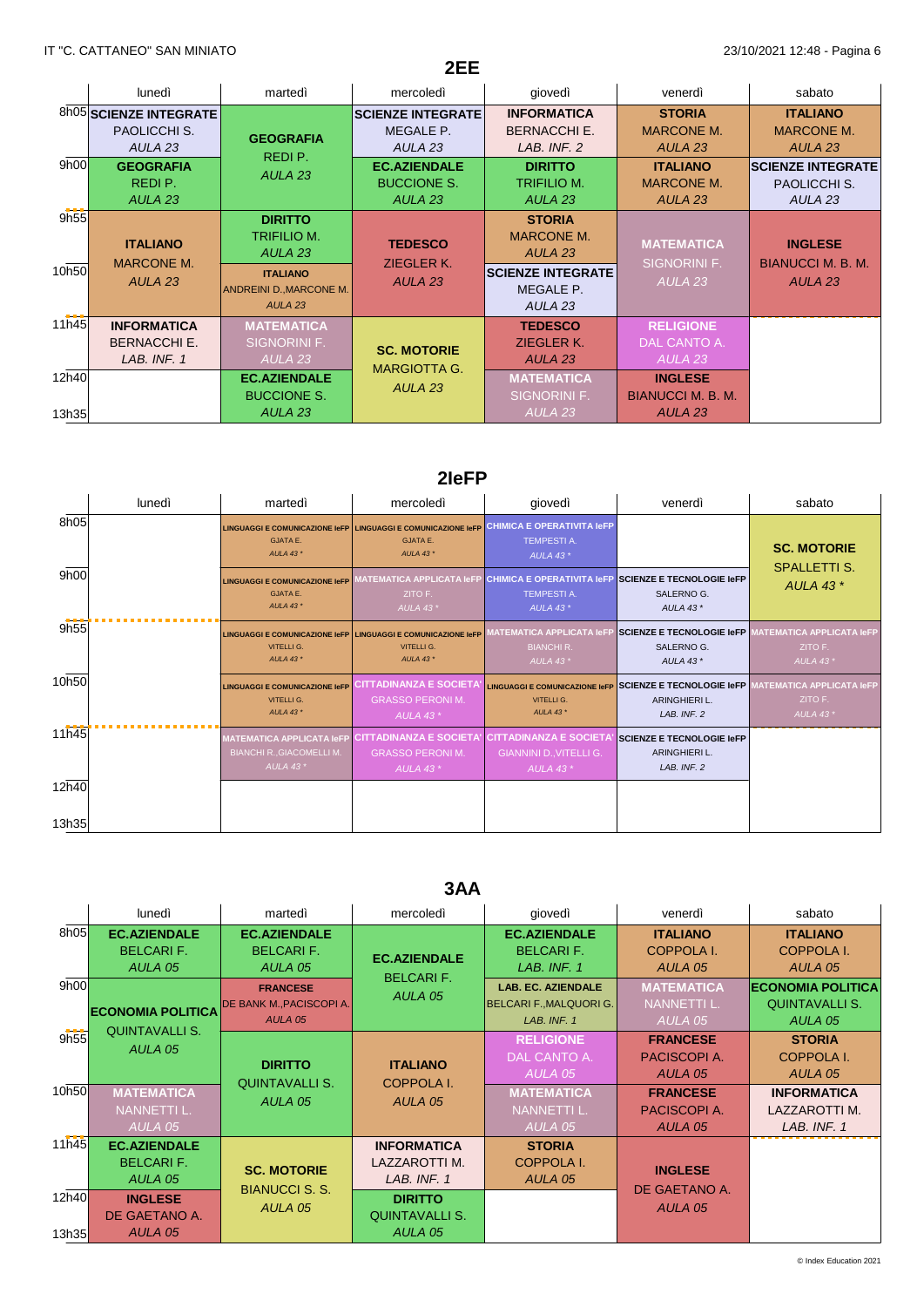## 2EE

| | lunedì | martedì | mercoledì | giovedì | venerdì | sabato |
|---|---|---|---|---|---|---|
| 8h05 | **SCIENZE INTEGRATE** PAOLICCHI S. *AULA 23* | **GEOGRAFIA** REDI P. *AULA 23* | **SCIENZE INTEGRATE** MEGALE P. *AULA 23* | **INFORMATICA** BERNACCHI E. *LAB. INF. 2* | **STORIA** MARCONE M. *AULA 23* | **ITALIANO** MARCONE M. *AULA 23* |
| 9h00 | **GEOGRAFIA** REDI P. *AULA 23* | | **EC.AZIENDALE** BUCCIONE S. *AULA 23* | **DIRITTO** TRIFILIO M. *AULA 23* | **ITALIANO** MARCONE M. *AULA 23* | **SCIENZE INTEGRATE** PAOLICCHI S. *AULA 23* |
| 9h55 | **ITALIANO** MARCONE M. *AULA 23* | **DIRITTO** TRIFILIO M. *AULA 23* | **TEDESCO** ZIEGLER K. *AULA 23* | **STORIA** MARCONE M. *AULA 23* | **MATEMATICA** SIGNORINI F. *AULA 23* | **INGLESE** BIANUCCI M. B. M. *AULA 23* |
| 10h50 | | **ITALIANO** ANDREINI D.,MARCONE M. *AULA 23* | | **SCIENZE INTEGRATE** MEGALE P. *AULA 23* | | |
| 11h45 | **INFORMATICA** BERNACCHI E. *LAB. INF. 1* | **MATEMATICA** SIGNORINI F. *AULA 23* | **SC. MOTORIE** MARGIOTTA G. *AULA 23* | **TEDESCO** ZIEGLER K. *AULA 23* | **RELIGIONE** DAL CANTO A. *AULA 23* | |
| 12h40 | | **EC.AZIENDALE** BUCCIONE S. *AULA 23* | | **MATEMATICA** SIGNORINI F. *AULA 23* | **INGLESE** BIANUCCI M. B. M. *AULA 23* | |
| 13h35 | | | | | | |

## 2IeFP

| | lunedì | martedì | mercoledì | giovedì | venerdì | sabato |
|---|---|---|---|---|---|---|
| 8h05 | | **LINGUAGGI E COMUNICAZIONE IeFP** GJATA E. *AULA 43 \** | **LINGUAGGI E COMUNICAZIONE IeFP** GJATA E. *AULA 43 \** | **CHIMICA E OPERATIVITA IeFP** TEMPESTI A. *AULA 43 \** | | **SC. MOTORIE** SPALLETTI S. *AULA 43 \** |
| 9h00 | | **LINGUAGGI E COMUNICAZIONE IeFP** GJATA E. *AULA 43 \** | **MATEMATICA APPLICATA IeFP** ZITO F. *AULA 43 \** | **CHIMICA E OPERATIVITA IeFP** TEMPESTI A. *AULA 43 \** | **SCIENZE E TECNOLOGIE IeFP** SALERNO G. *AULA 43 \** | |
| 9h55 | | **LINGUAGGI E COMUNICAZIONE IeFP** VITELLI G. *AULA 43 \** | **LINGUAGGI E COMUNICAZIONE IeFP** VITELLI G. *AULA 43 \** | **MATEMATICA APPLICATA IeFP** BIANCHI R. *AULA 43 \** | **SCIENZE E TECNOLOGIE IeFP** SALERNO G. *AULA 43 \** | **MATEMATICA APPLICATA IeFP** ZITO F. *AULA 43 \** |
| 10h50 | | **LINGUAGGI E COMUNICAZIONE IeFP** VITELLI G. *AULA 43 \** | **CITTADINANZA E SOCIETA'** GRASSO PERONI M. *AULA 43 \** | **LINGUAGGI E COMUNICAZIONE IeFP** VITELLI G. *AULA 43 \** | **SCIENZE E TECNOLOGIE IeFP** ARINGHIERI L. *LAB. INF. 2* | **MATEMATICA APPLICATA IeFP** ZITO F. *AULA 43 \** |
| 11h45 | | **MATEMATICA APPLICATA IeFP** BIANCHI R.,GIACOMELLI M. *AULA 43 \** | **CITTADINANZA E SOCIETA'** GRASSO PERONI M. *AULA 43 \** | **CITTADINANZA E SOCIETA'** GIANNINI D.,VITELLI G. *AULA 43 \** | **SCIENZE E TECNOLOGIE IeFP** ARINGHIERI L. *LAB. INF. 2* | |
| 12h40 | | | | | | |
| 13h35 | | | | | | |

## 3AA

| | lunedì | martedì | mercoledì | giovedì | venerdì | sabato |
|---|---|---|---|---|---|---|
| 8h05 | **EC.AZIENDALE** BELCARI F. *AULA 05* | **EC.AZIENDALE** BELCARI F. *AULA 05* | **EC.AZIENDALE** BELCARI F. *AULA 05* | **EC.AZIENDALE** BELCARI F. *LAB. INF. 1* | **ITALIANO** COPPOLA I. *AULA 05* | **ITALIANO** COPPOLA I. *AULA 05* |
| 9h00 | **ECONOMIA POLITICA** QUINTAVALLI S. *AULA 05* | **FRANCESE** DE BANK M.,PACISCOPI A. *AULA 05* | | **LAB. EC. AZIENDALE** BELCARI F.,MALQUORI G. *LAB. INF. 1* | **MATEMATICA** NANNETTI L. *AULA 05* | **ECONOMIA POLITICA** QUINTAVALLI S. *AULA 05* |
| 9h55 | | **DIRITTO** QUINTAVALLI S. *AULA 05* | **ITALIANO** COPPOLA I. *AULA 05* | **RELIGIONE** DAL CANTO A. *AULA 05* | **FRANCESE** PACISCOPI A. *AULA 05* | **STORIA** COPPOLA I. *AULA 05* |
| 10h50 | **MATEMATICA** NANNETTI L. *AULA 05* | | | **MATEMATICA** NANNETTI L. *AULA 05* | **FRANCESE** PACISCOPI A. *AULA 05* | **INFORMATICA** LAZZAROTTI M. *LAB. INF. 1* |
| 11h45 | **EC.AZIENDALE** BELCARI F. *AULA 05* | **SC. MOTORIE** BIANUCCI S. S. *AULA 05* | **INFORMATICA** LAZZAROTTI M. *LAB. INF. 1* | **STORIA** COPPOLA I. *AULA 05* | **INGLESE** DE GAETANO A. *AULA 05* | |
| 12h40 | **INGLESE** DE GAETANO A. *AULA 05* | | **DIRITTO** QUINTAVALLI S. *AULA 05* | | | |
| 13h35 | | | | | | |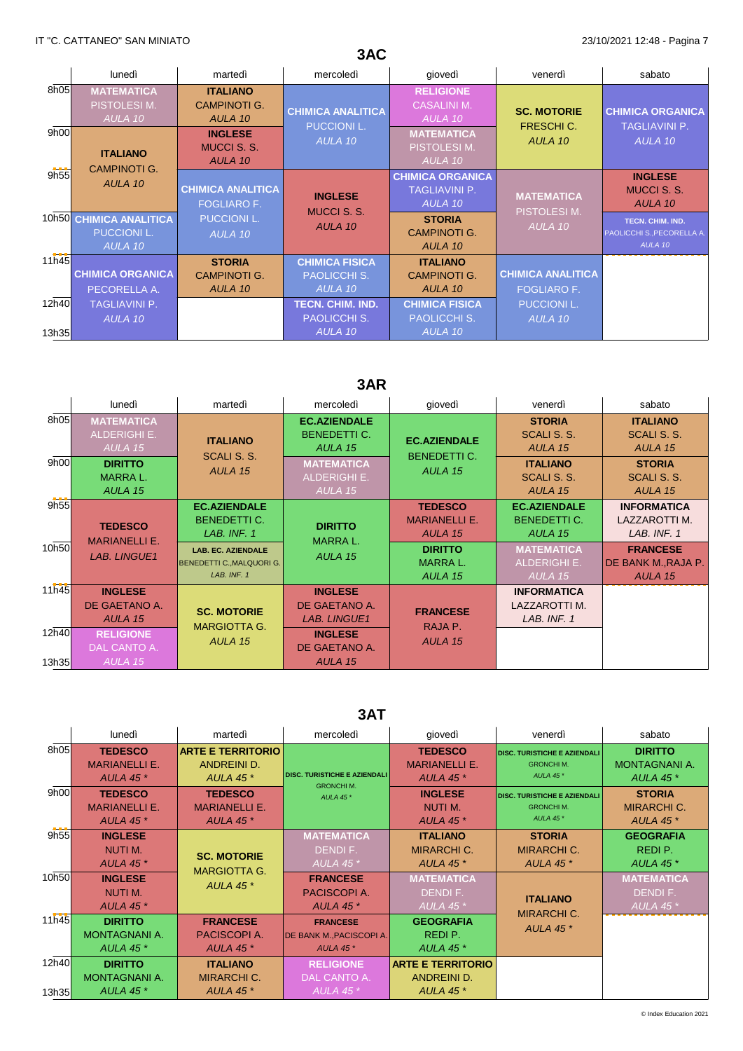## 3AC

| | lunedì | martedì | mercoledì | giovedì | venerdì | sabato |
|---|---|---|---|---|---|---|
| 8h05 | **MATEMATICA** PISTOLESI M. *AULA 10* | **ITALIANO** CAMPINOTI G. *AULA 10* | **CHIMICA ANALITICA** PUCCIONI L. *AULA 10* | **RELIGIONE** CASALINI M. *AULA 10* | **SC. MOTORIE** FRESCHI C. *AULA 10* | **CHIMICA ORGANICA** TAGLIAVINI P. *AULA 10* |
| 9h00 | **ITALIANO** CAMPINOTI G. *AULA 10* | **INGLESE** MUCCI S. S. *AULA 10* | | **MATEMATICA** PISTOLESI M. *AULA 10* | | |
| 9h55 | | **CHIMICA ANALITICA** FOGLIARO F. PUCCIONI L. *AULA 10* | **INGLESE** MUCCI S. S. *AULA 10* | **CHIMICA ORGANICA** TAGLIAVINI P. *AULA 10* | **MATEMATICA** PISTOLESI M. *AULA 10* | **INGLESE** MUCCI S. S. *AULA 10* |
| 10h50 | **CHIMICA ANALITICA** PUCCIONI L. *AULA 10* | | | **STORIA** CAMPINOTI G. *AULA 10* | | **TECN. CHIM. IND.** PAOLICCHI S.,PECORELLA A. *AULA 10* |
| 11h45 | **CHIMICA ORGANICA** PECORELLA A. TAGLIAVINI P. *AULA 10* | **STORIA** CAMPINOTI G. *AULA 10* | **CHIMICA FISICA** PAOLICCHI S. *AULA 10* | **ITALIANO** CAMPINOTI G. *AULA 10* | **CHIMICA ANALITICA** FOGLIARO F. PUCCIONI L. *AULA 10* | |
| 12h40 | | | **TECN. CHIM. IND.** PAOLICCHI S. *AULA 10* | **CHIMICA FISICA** PAOLICCHI S. *AULA 10* | | |

## 3AR

| | lunedì | martedì | mercoledì | giovedì | venerdì | sabato |
|---|---|---|---|---|---|---|
| 8h05 | **MATEMATICA** ALDERIGHI E. *AULA 15* | **ITALIANO** SCALI S. S. *AULA 15* | **EC.AZIENDALE** BENEDETTI C. *AULA 15* | **EC.AZIENDALE** BENEDETTI C. *AULA 15* | **STORIA** SCALI S. S. *AULA 15* | **ITALIANO** SCALI S. S. *AULA 15* |
| 9h00 | **DIRITTO** MARRA L. *AULA 15* | | **MATEMATICA** ALDERIGHI E. *AULA 15* | | **ITALIANO** SCALI S. S. *AULA 15* | **STORIA** SCALI S. S. *AULA 15* |
| 9h55 | **TEDESCO** MARIANELLI E. *LAB. LINGUE1* | **EC.AZIENDALE** BENEDETTI C. *LAB. INF. 1* | **DIRITTO** MARRA L. *AULA 15* | **TEDESCO** MARIANELLI E. *AULA 15* | **EC.AZIENDALE** BENEDETTI C. *AULA 15* | **INFORMATICA** LAZZAROTTI M. *LAB. INF. 1* |
| 10h50 | | **LAB. EC. AZIENDALE** BENEDETTI C.,MALQUORI G. *LAB. INF. 1* | | **DIRITTO** MARRA L. *AULA 15* | **MATEMATICA** ALDERIGHI E. *AULA 15* | **FRANCESE** DE BANK M.,RAJA P. *AULA 15* |
| 11h45 | **INGLESE** DE GAETANO A. *AULA 15* | **SC. MOTORIE** MARGIOTTA G. *AULA 15* | **INGLESE** DE GAETANO A. *LAB. LINGUE1* | **FRANCESE** RAJA P. *AULA 15* | **INFORMATICA** LAZZAROTTI M. *LAB. INF. 1* | |
| 12h40 | **RELIGIONE** DAL CANTO A. *AULA 15* | | **INGLESE** DE GAETANO A. *AULA 15* | | | |

## 3AT

| | lunedì | martedì | mercoledì | giovedì | venerdì | sabato |
|---|---|---|---|---|---|---|
| 8h05 | **TEDESCO** MARIANELLI E. *AULA 45 ** | **ARTE E TERRITORIO** ANDREINI D. *AULA 45 ** | **DISC. TURISTICHE E AZIENDALI** GRONCHI M. *AULA 45 ** | **TEDESCO** MARIANELLI E. *AULA 45 ** | **DISC. TURISTICHE E AZIENDALI** GRONCHI M. *AULA 45 ** | **DIRITTO** MONTAGNANI A. *AULA 45 ** |
| 9h00 | **TEDESCO** MARIANELLI E. *AULA 45 ** | **TEDESCO** MARIANELLI E. *AULA 45 ** | | **INGLESE** NUTI M. *AULA 45 ** | **DISC. TURISTICHE E AZIENDALI** GRONCHI M. *AULA 45 ** | **STORIA** MIRARCHI C. *AULA 45 ** |
| 9h55 | **INGLESE** NUTI M. *AULA 45 ** | **SC. MOTORIE** MARGIOTTA G. *AULA 45 ** | **MATEMATICA** DENDI F. *AULA 45 ** | **ITALIANO** MIRARCHI C. *AULA 45 ** | **STORIA** MIRARCHI C. *AULA 45 ** | **GEOGRAFIA** REDI P. *AULA 45 ** |
| 10h50 | **INGLESE** NUTI M. *AULA 45 ** | | **FRANCESE** PACISCOPI A. *AULA 45 ** | **MATEMATICA** DENDI F. *AULA 45 ** | **ITALIANO** MIRARCHI C. *AULA 45 ** | **MATEMATICA** DENDI F. *AULA 45 ** |
| 11h45 | **DIRITTO** MONTAGNANI A. *AULA 45 ** | **FRANCESE** PACISCOPI A. *AULA 45 ** | **FRANCESE** DE BANK M.,PACISCOPI A. *AULA 45 ** | **GEOGRAFIA** REDI P. *AULA 45 ** | | |
| 12h40 | **DIRITTO** MONTAGNANI A. *AULA 45 ** | **ITALIANO** MIRARCHI C. *AULA 45 ** | **RELIGIONE** DAL CANTO A. *AULA 45 ** | **ARTE E TERRITORIO** ANDREINI D. *AULA 45 ** | | |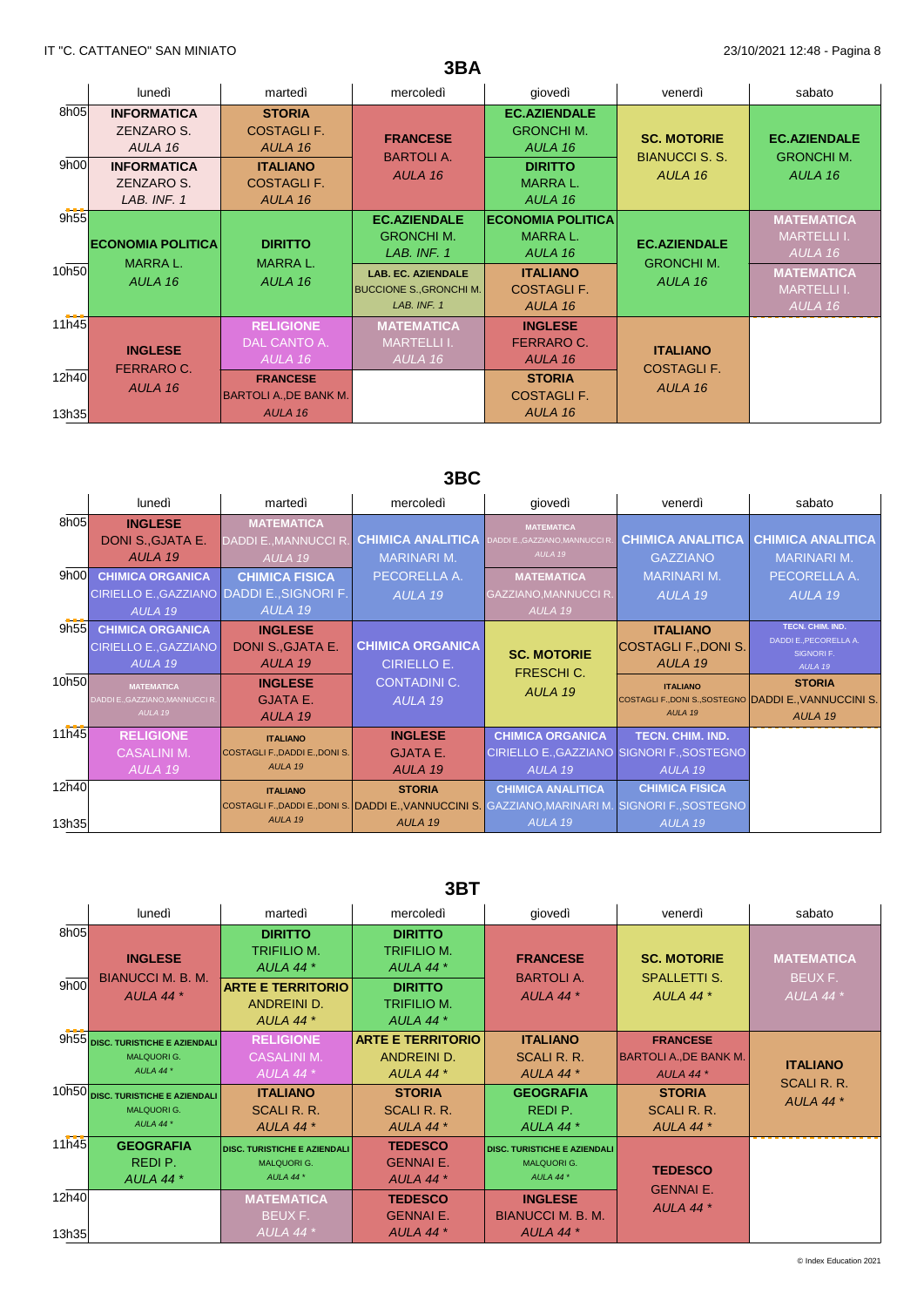## 3BA

| | lunedì | martedì | mercoledì | giovedì | venerdì | sabato |
|---|---|---|---|---|---|---|
| 8h05 | **INFORMATICA** ZENZARO S. *AULA 16* | **STORIA** COSTAGLI F. *AULA 16* | **FRANCESE** BARTOLI A. *AULA 16* | **EC.AZIENDALE** GRONCHI M. *AULA 16* | **SC. MOTORIE** BIANUCCI S. S. *AULA 16* | **EC.AZIENDALE** GRONCHI M. *AULA 16* |
| 9h00 | **INFORMATICA** ZENZARO S. *LAB. INF. 1* | **ITALIANO** COSTAGLI F. *AULA 16* | | **DIRITTO** MARRA L. *AULA 16* | | |
| 9h55 | **ECONOMIA POLITICA** MARRA L. *AULA 16* | **DIRITTO** MARRA L. *AULA 16* | **EC.AZIENDALE** GRONCHI M. *LAB. INF. 1* | **ECONOMIA POLITICA** MARRA L. *AULA 16* | **EC.AZIENDALE** GRONCHI M. *AULA 16* | **MATEMATICA** MARTELLI I. *AULA 16* |
| 10h50 | | | **LAB. EC. AZIENDALE** BUCCIONE S.,GRONCHI M. *LAB. INF. 1* | **ITALIANO** COSTAGLI F. *AULA 16* | | **MATEMATICA** MARTELLI I. *AULA 16* |
| 11h45 | **INGLESE** FERRARO C. *AULA 16* | **RELIGIONE** DAL CANTO A. *AULA 16* | **MATEMATICA** MARTELLI I. *AULA 16* | **INGLESE** FERRARO C. *AULA 16* | **ITALIANO** COSTAGLI F. *AULA 16* | |
| 12h40 | | **FRANCESE** BARTOLI A.,DE BANK M. *AULA 16* | | **STORIA** COSTAGLI F. *AULA 16* | | |
| 13h35 | | | | | | |

## 3BC

| | lunedì | martedì | mercoledì | giovedì | venerdì | sabato |
|---|---|---|---|---|---|---|
| 8h05 | **INGLESE** DONI S.,GJATA E. *AULA 19* | **MATEMATICA** DADDI E.,MANNUCCI R. *AULA 19* | **CHIMICA ANALITICA** MARINARI M. PECORELLA A. *AULA 19* | **MATEMATICA** DADDI E.,GAZZIANO,MANNUCCI R. *AULA 19* | **CHIMICA ANALITICA** GAZZIANO MARINARI M. *AULA 19* | **CHIMICA ANALITICA** MARINARI M. PECORELLA A. *AULA 19* |
| 9h00 | **CHIMICA ORGANICA** CIRIELLO E.,GAZZIANO *AULA 19* | **CHIMICA FISICA** DADDI E.,SIGNORI F. *AULA 19* | | **MATEMATICA** GAZZIANO,MANNUCCI R. *AULA 19* | | |
| 9h55 | **CHIMICA ORGANICA** CIRIELLO E.,GAZZIANO *AULA 19* | **INGLESE** DONI S.,GJATA E. *AULA 19* | **CHIMICA ORGANICA** CIRIELLO E. CONTADINI C. *AULA 19* | **SC. MOTORIE** FRESCHI C. *AULA 19* | **ITALIANO** COSTAGLI F.,DONI S. *AULA 19* | **TECN. CHIM. IND.** DADDI E.,PECORELLA A. SIGNORI F. *AULA 19* |
| 10h50 | **MATEMATICA** DADDI E.,GAZZIANO,MANNUCCI R. *AULA 19* | **INGLESE** GJATA E. *AULA 19* | | | **ITALIANO** COSTAGLI F.,DONI S.,SOSTEGNO *AULA 19* | **STORIA** DADDI E.,VANNUCCINI S. *AULA 19* |
| 11h45 | **RELIGIONE** CASALINI M. *AULA 19* | **ITALIANO** COSTAGLI F.,DADDI E.,DONI S. *AULA 19* | **INGLESE** GJATA E. *AULA 19* | **CHIMICA ORGANICA** CIRIELLO E.,GAZZIANO *AULA 19* | **TECN. CHIM. IND.** SIGNORI F.,SOSTEGNO *AULA 19* | |
| 12h40 | | **ITALIANO** COSTAGLI F.,DADDI E.,DONI S. *AULA 19* | **STORIA** DADDI E.,VANNUCCINI S. *AULA 19* | **CHIMICA ANALITICA** GAZZIANO,MARINARI M. *AULA 19* | **CHIMICA FISICA** SIGNORI F.,SOSTEGNO *AULA 19* | |
| 13h35 | | | | | | |

## 3BT

| | lunedì | martedì | mercoledì | giovedì | venerdì | sabato |
|---|---|---|---|---|---|---|
| 8h05 | **INGLESE** BIANUCCI M. B. M. *AULA 44 * * | **DIRITTO** TRIFILIO M. *AULA 44 * * | **DIRITTO** TRIFILIO M. *AULA 44 * * | **FRANCESE** BARTOLI A. *AULA 44 * * | **SC. MOTORIE** SPALLETTI S. *AULA 44 * * | **MATEMATICA** BEUX F. *AULA 44 * * |
| 9h00 | | **ARTE E TERRITORIO** ANDREINI D. *AULA 44 * * | **DIRITTO** TRIFILIO M. *AULA 44 * * | | | |
| 9h55 | **DISC. TURISTICHE E AZIENDALI** MALQUORI G. *AULA 44 * * | **RELIGIONE** CASALINI M. *AULA 44 * * | **ARTE E TERRITORIO** ANDREINI D. *AULA 44 * * | **ITALIANO** SCALI R. R. *AULA 44 * * | **FRANCESE** BARTOLI A.,DE BANK M. *AULA 44 * * | **ITALIANO** SCALI R. R. *AULA 44 * * |
| 10h50 | **DISC. TURISTICHE E AZIENDALI** MALQUORI G. *AULA 44 * * | **ITALIANO** SCALI R. R. *AULA 44 * * | **STORIA** SCALI R. R. *AULA 44 * * | **GEOGRAFIA** REDI P. *AULA 44 * * | **STORIA** SCALI R. R. *AULA 44 * * | |
| 11h45 | **GEOGRAFIA** REDI P. *AULA 44 * * | **DISC. TURISTICHE E AZIENDALI** MALQUORI G. *AULA 44 * * | **TEDESCO** GENNAI E. *AULA 44 * * | **DISC. TURISTICHE E AZIENDALI** MALQUORI G. *AULA 44 * * | **TEDESCO** GENNAI E. *AULA 44 * * | |
| 12h40 | | **MATEMATICA** BEUX F. *AULA 44 * * | **TEDESCO** GENNAI E. *AULA 44 * * | **INGLESE** BIANUCCI M. B. M. *AULA 44 * * | | |
| 13h35 | | | | | | |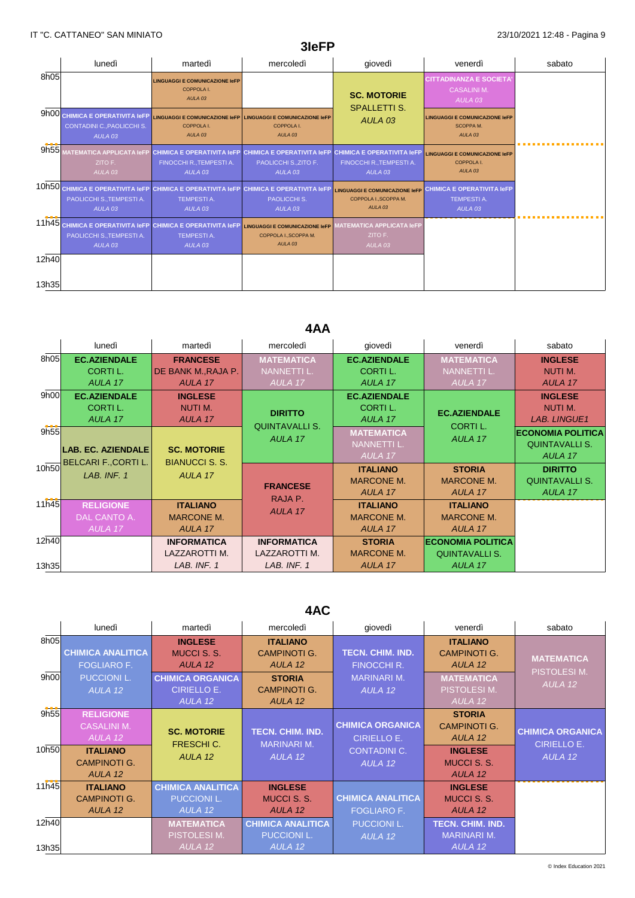## 3IeFP

| | lunedì | martedì | mercoledì | giovedì | venerdì | sabato |
|---|---|---|---|---|---|---|
| 8h05 | | LINGUAGGI E COMUNICAZIONE IeFP COPPOLA I. AULA 03 | | SC. MOTORIE SPALLETTI S. AULA 03 | CITTADINANZA E SOCIETA' CASALINI M. AULA 03 | |
| 9h00 | CHIMICA E OPERATIVITA IeFP CONTADINI C.,PAOLICCHI S. AULA 03 | LINGUAGGI E COMUNICAZIONE IeFP COPPOLA I. AULA 03 | LINGUAGGI E COMUNICAZIONE IeFP COPPOLA I. AULA 03 | | LINGUAGGI E COMUNICAZIONE IeFP SCOPPA M. AULA 03 | |
| 9h55 | MATEMATICA APPLICATA IeFP ZITO F. AULA 03 | CHIMICA E OPERATIVITA IeFP FINOCCHI R.,TEMPESTI A. AULA 03 | CHIMICA E OPERATIVITA IeFP PAOLICCHI S.,ZITO F. AULA 03 | CHIMICA E OPERATIVITA IeFP FINOCCHI R.,TEMPESTI A. AULA 03 | LINGUAGGI E COMUNICAZIONE IeFP COPPOLA I. AULA 03 | |
| 10h50 | CHIMICA E OPERATIVITA IeFP PAOLICCHI S.,TEMPESTI A. AULA 03 | CHIMICA E OPERATIVITA IeFP TEMPESTI A. AULA 03 | CHIMICA E OPERATIVITA IeFP PAOLICCHI S. AULA 03 | LINGUAGGI E COMUNICAZIONE IeFP COPPOLA I.,SCOPPA M. AULA 03 | CHIMICA E OPERATIVITA IeFP TEMPESTI A. AULA 03 | |
| 11h45 | CHIMICA E OPERATIVITA IeFP PAOLICCHI S.,TEMPESTI A. AULA 03 | CHIMICA E OPERATIVITA IeFP TEMPESTI A. AULA 03 | LINGUAGGI E COMUNICAZIONE IeFP COPPOLA I.,SCOPPA M. AULA 03 | MATEMATICA APPLICATA IeFP ZITO F. AULA 03 | | |
| 12h40 | | | | | | |
| 13h35 | | | | | | |

## 4AA

| | lunedì | martedì | mercoledì | giovedì | venerdì | sabato |
|---|---|---|---|---|---|---|
| 8h05 | EC.AZIENDALE CORTI L. AULA 17 | FRANCESE DE BANK M.,RAJA P. AULA 17 | MATEMATICA NANNETTI L. AULA 17 | EC.AZIENDALE CORTI L. AULA 17 | MATEMATICA NANNETTI L. AULA 17 | INGLESE NUTI M. AULA 17 |
| 9h00 | EC.AZIENDALE CORTI L. AULA 17 | INGLESE NUTI M. AULA 17 | DIRITTO QUINTAVALLI S. AULA 17 | EC.AZIENDALE CORTI L. AULA 17 | EC.AZIENDALE CORTI L. AULA 17 | INGLESE NUTI M. LAB. LINGUE1 |
| 9h55 | LAB. EC. AZIENDALE BELCARI F.,CORTI L. LAB. INF. 1 | SC. MOTORIE BIANUCCI S. S. AULA 17 | | MATEMATICA NANNETTI L. AULA 17 | | ECONOMIA POLITICA QUINTAVALLI S. AULA 17 |
| 10h50 | | | FRANCESE RAJA P. AULA 17 | ITALIANO MARCONE M. AULA 17 | STORIA MARCONE M. AULA 17 | DIRITTO QUINTAVALLI S. AULA 17 |
| 11h45 | RELIGIONE DAL CANTO A. AULA 17 | ITALIANO MARCONE M. AULA 17 | | ITALIANO MARCONE M. AULA 17 | ITALIANO MARCONE M. AULA 17 | |
| 12h40 | | INFORMATICA LAZZAROTTI M. LAB. INF. 1 | INFORMATICA LAZZAROTTI M. LAB. INF. 1 | STORIA MARCONE M. AULA 17 | ECONOMIA POLITICA QUINTAVALLI S. AULA 17 | |
| 13h35 | | | | | | |

## 4AC

| | lunedì | martedì | mercoledì | giovedì | venerdì | sabato |
|---|---|---|---|---|---|---|
| 8h05 | CHIMICA ANALITICA FOGLIARO F. PUCCIONI L. AULA 12 | INGLESE MUCCI S. S. AULA 12 | ITALIANO CAMPINOTI G. AULA 12 | TECN. CHIM. IND. FINOCCHI R. MARINARI M. AULA 12 | ITALIANO CAMPINOTI G. AULA 12 | MATEMATICA PISTOLESI M. AULA 12 |
| 9h00 | | CHIMICA ORGANICA CIRIELLO E. AULA 12 | STORIA CAMPINOTI G. AULA 12 | | MATEMATICA PISTOLESI M. AULA 12 | |
| 9h55 | RELIGIONE CASALINI M. AULA 12 | SC. MOTORIE FRESCHI C. AULA 12 | TECN. CHIM. IND. MARINARI M. AULA 12 | CHIMICA ORGANICA CIRIELLO E. CONTADINI C. AULA 12 | STORIA CAMPINOTI G. AULA 12 | CHIMICA ORGANICA CIRIELLO E. AULA 12 |
| 10h50 | ITALIANO CAMPINOTI G. AULA 12 | | | | INGLESE MUCCI S. S. AULA 12 | |
| 11h45 | ITALIANO CAMPINOTI G. AULA 12 | CHIMICA ANALITICA PUCCIONI L. AULA 12 | INGLESE MUCCI S. S. AULA 12 | CHIMICA ANALITICA FOGLIARO F. PUCCIONI L. AULA 12 | INGLESE MUCCI S. S. AULA 12 | |
| 12h40 | | MATEMATICA PISTOLESI M. AULA 12 | CHIMICA ANALITICA PUCCIONI L. AULA 12 | | TECN. CHIM. IND. MARINARI M. AULA 12 | |
| 13h35 | | | | | | |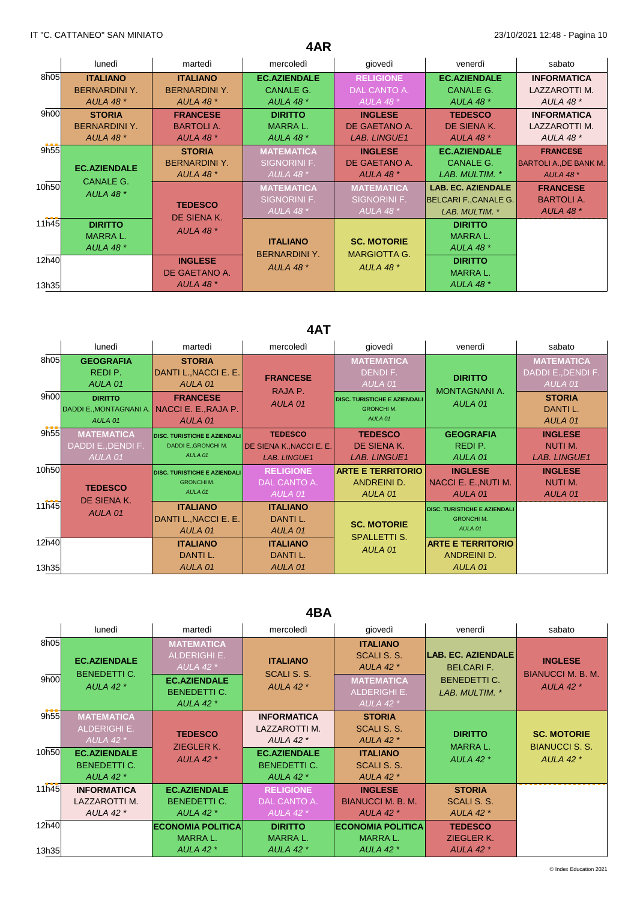## 4AR

| | lunedì | martedì | mercoledì | giovedì | venerdì | sabato |
|---|---|---|---|---|---|---|
| 8h05 | **ITALIANO** BERNARDINI Y. *AULA 48 ** | **ITALIANO** BERNARDINI Y. *AULA 48 ** | **EC.AZIENDALE** CANALE G. *AULA 48 ** | **RELIGIONE** DAL CANTO A. *AULA 48 ** | **EC.AZIENDALE** CANALE G. *AULA 48 ** | **INFORMATICA** LAZZAROTTI M. *AULA 48 ** |
| 9h00 | **STORIA** BERNARDINI Y. *AULA 48 ** | **FRANCESE** BARTOLI A. *AULA 48 ** | **DIRITTO** MARRA L. *AULA 48 ** | **INGLESE** DE GAETANO A. *LAB. LINGUE1* | **TEDESCO** DE SIENA K. *AULA 48 ** | **INFORMATICA** LAZZAROTTI M. *AULA 48 ** |
| 9h55 | **EC.AZIENDALE** CANALE G. *AULA 48 ** | **STORIA** BERNARDINI Y. *AULA 48 ** | **MATEMATICA** SIGNORINI F. *AULA 48 ** | **INGLESE** DE GAETANO A. *AULA 48 ** | **EC.AZIENDALE** CANALE G. *LAB. MULTIM. ** | **FRANCESE** BARTOLI A.,DE BANK M. *AULA 48 ** |
| 10h50 | | **TEDESCO** DE SIENA K. *AULA 48 ** | **MATEMATICA** SIGNORINI F. *AULA 48 ** | **MATEMATICA** SIGNORINI F. *AULA 48 ** | **LAB. EC. AZIENDALE** BELCARI F.,CANALE G. *LAB. MULTIM. ** | **FRANCESE** BARTOLI A. *AULA 48 ** |
| 11h45 | **DIRITTO** MARRA L. *AULA 48 ** | | **ITALIANO** BERNARDINI Y. *AULA 48 ** | **SC. MOTORIE** MARGIOTTA G. *AULA 48 ** | **DIRITTO** MARRA L. *AULA 48 ** | |
| 12h40 | | **INGLESE** DE GAETANO A. *AULA 48 ** | | | **DIRITTO** MARRA L. *AULA 48 ** | |

## 4AT

| | lunedì | martedì | mercoledì | giovedì | venerdì | sabato |
|---|---|---|---|---|---|---|
| 8h05 | **GEOGRAFIA** REDI P. *AULA 01* | **STORIA** DANTI L.,NACCI E. E. *AULA 01* | **FRANCESE** RAJA P. *AULA 01* | **MATEMATICA** DENDI F. *AULA 01* | **DIRITTO** MONTAGNANI A. *AULA 01* | **MATEMATICA** DADDI E.,DENDI F. *AULA 01* |
| 9h00 | **DIRITTO** DADDI E.,MONTAGNANI A. *AULA 01* | **FRANCESE** NACCI E. E.,RAJA P. *AULA 01* | | **DISC. TURISTICHE E AZIENDALI** GRONCHI M. *AULA 01* | | **STORIA** DANTI L. *AULA 01* |
| 9h55 | **MATEMATICA** DADDI E.,DENDI F. *AULA 01* | **DISC. TURISTICHE E AZIENDALI** DADDI E.,GRONCHI M. *AULA 01* | **TEDESCO** DE SIENA K.,NACCI E. E. *LAB. LINGUE1* | **TEDESCO** DE SIENA K. *LAB. LINGUE1* | **GEOGRAFIA** REDI P. *AULA 01* | **INGLESE** NUTI M. *LAB. LINGUE1* |
| 10h50 | **TEDESCO** DE SIENA K. *AULA 01* | **DISC. TURISTICHE E AZIENDALI** GRONCHI M. *AULA 01* | **RELIGIONE** DAL CANTO A. *AULA 01* | **ARTE E TERRITORIO** ANDREINI D. *AULA 01* | **INGLESE** NACCI E. E.,NUTI M. *AULA 01* | **INGLESE** NUTI M. *AULA 01* |
| 11h45 | | **ITALIANO** DANTI L.,NACCI E. E. *AULA 01* | **ITALIANO** DANTI L. *AULA 01* | **SC. MOTORIE** SPALLETTI S. *AULA 01* | **DISC. TURISTICHE E AZIENDALI** GRONCHI M. *AULA 01* | |
| 12h40 | | **ITALIANO** DANTI L. *AULA 01* | **ITALIANO** DANTI L. *AULA 01* | | **ARTE E TERRITORIO** ANDREINI D. *AULA 01* | |

## 4BA

| | lunedì | martedì | mercoledì | giovedì | venerdì | sabato |
|---|---|---|---|---|---|---|
| 8h05 | **EC.AZIENDALE** BENEDETTI C. *AULA 42 ** | **MATEMATICA** ALDERIGHI E. *AULA 42 ** | **ITALIANO** SCALI S. S. *AULA 42 ** | **ITALIANO** SCALI S. S. *AULA 42 ** | **LAB. EC. AZIENDALE** BELCARI F. BENEDETTI C. *LAB. MULTIM. ** | **INGLESE** BIANUCCI M. B. M. *AULA 42 ** |
| 9h00 | | **EC.AZIENDALE** BENEDETTI C. *AULA 42 ** | | **MATEMATICA** ALDERIGHI E. *AULA 42 ** | | |
| 9h55 | **MATEMATICA** ALDERIGHI E. *AULA 42 ** | **TEDESCO** ZIEGLER K. *AULA 42 ** | **INFORMATICA** LAZZAROTTI M. *AULA 42 ** | **STORIA** SCALI S. S. *AULA 42 ** | **DIRITTO** MARRA L. *AULA 42 ** | **SC. MOTORIE** BIANUCCI S. S. *AULA 42 ** |
| 10h50 | **EC.AZIENDALE** BENEDETTI C. *AULA 42 ** | | **EC.AZIENDALE** BENEDETTI C. *AULA 42 ** | **ITALIANO** SCALI S. S. *AULA 42 ** | | |
| 11h45 | **INFORMATICA** LAZZAROTTI M. *AULA 42 ** | **EC.AZIENDALE** BENEDETTI C. *AULA 42 ** | **RELIGIONE** DAL CANTO A. *AULA 42 ** | **INGLESE** BIANUCCI M. B. M. *AULA 42 ** | **STORIA** SCALI S. S. *AULA 42 ** | |
| 12h40 | | **ECONOMIA POLITICA** MARRA L. *AULA 42 ** | **DIRITTO** MARRA L. *AULA 42 ** | **ECONOMIA POLITICA** MARRA L. *AULA 42 ** | **TEDESCO** ZIEGLER K. *AULA 42 ** | |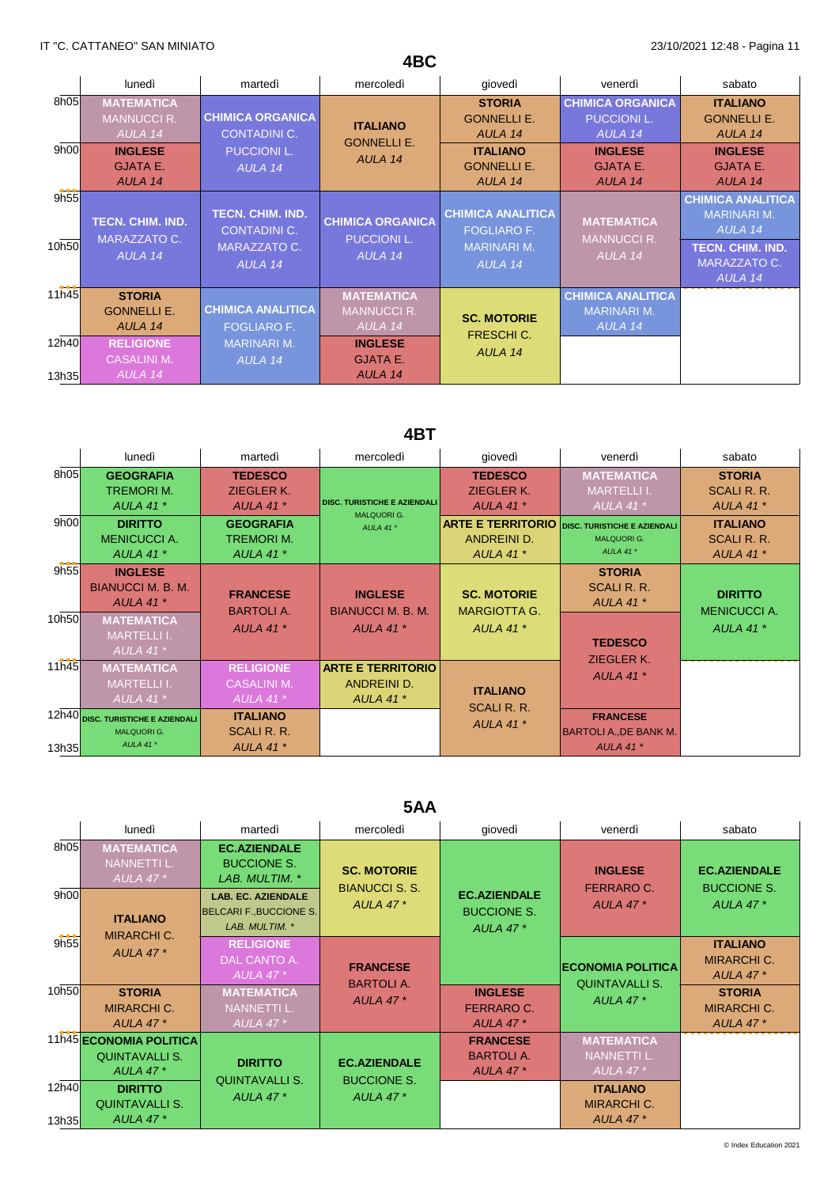IT "C. CATTANEO" SAN MINIATO

## 4BC

| | lunedì | martedì | mercoledì | giovedì | venerdì | sabato |
|---|---|---|---|---|---|---|
| 8h05 | **MATEMATICA** MANNUCCI R. *AULA 14* | **CHIMICA ORGANICA** CONTADINI C. PUCCIONI L. *AULA 14* | **ITALIANO** GONNELLI E. *AULA 14* | **STORIA** GONNELLI E. *AULA 14* | **CHIMICA ORGANICA** PUCCIONI L. *AULA 14* | **ITALIANO** GONNELLI E. *AULA 14* |
| 9h00 | **INGLESE** GJATA E. *AULA 14* | | | **ITALIANO** GONNELLI E. *AULA 14* | **INGLESE** GJATA E. *AULA 14* | **INGLESE** GJATA E. *AULA 14* |
| 9h55 | **TECN. CHIM. IND.** MARAZZATO C. *AULA 14* | **TECN. CHIM. IND.** CONTADINI C. MARAZZATO C. *AULA 14* | **CHIMICA ORGANICA** PUCCIONI L. *AULA 14* | **CHIMICA ANALITICA** FOGLIARO F. MARINARI M. *AULA 14* | **MATEMATICA** MANNUCCI R. *AULA 14* | **CHIMICA ANALITICA** MARINARI M. *AULA 14* |
| 10h50 | | | | | | **TECN. CHIM. IND.** MARAZZATO C. *AULA 14* |
| 11h45 | **STORIA** GONNELLI E. *AULA 14* | **CHIMICA ANALITICA** FOGLIARO F. MARINARI M. *AULA 14* | **MATEMATICA** MANNUCCI R. *AULA 14* | **SC. MOTORIE** FRESCHI C. *AULA 14* | **CHIMICA ANALITICA** MARINARI M. *AULA 14* | |
| 12h40 | **RELIGIONE** CASALINI M. *AULA 14* | | **INGLESE** GJATA E. *AULA 14* | | | |

## 4BT

| | lunedì | martedì | mercoledì | giovedì | venerdì | sabato |
|---|---|---|---|---|---|---|
| 8h05 | **GEOGRAFIA** TREMORI M. *AULA 41 ** | **TEDESCO** ZIEGLER K. *AULA 41 ** | **DISC. TURISTICHE E AZIENDALI** MALQUORI G. *AULA 41 ** | **TEDESCO** ZIEGLER K. *AULA 41 ** | **MATEMATICA** MARTELLI I. *AULA 41 ** | **STORIA** SCALI R. R. *AULA 41 ** |
| 9h00 | **DIRITTO** MENICUCCI A. *AULA 41 ** | **GEOGRAFIA** TREMORI M. *AULA 41 ** | | **ARTE E TERRITORIO** ANDREINI D. *AULA 41 ** | **DISC. TURISTICHE E AZIENDALI** MALQUORI G. *AULA 41 ** | **ITALIANO** SCALI R. R. *AULA 41 ** |
| 9h55 | **INGLESE** BIANUCCI M. B. M. *AULA 41 ** | **FRANCESE** BARTOLI A. *AULA 41 ** | **INGLESE** BIANUCCI M. B. M. *AULA 41 ** | **SC. MOTORIE** MARGIOTTA G. *AULA 41 ** | **STORIA** SCALI R. R. *AULA 41 ** | **DIRITTO** MENICUCCI A. *AULA 41 ** |
| 10h50 | **MATEMATICA** MARTELLI I. *AULA 41 ** | | | | **TEDESCO** ZIEGLER K. *AULA 41 ** | |
| 11h45 | **MATEMATICA** MARTELLI I. *AULA 41 ** | **RELIGIONE** CASALINI M. *AULA 41 ** | **ARTE E TERRITORIO** ANDREINI D. *AULA 41 ** | **ITALIANO** SCALI R. R. *AULA 41 ** | | |
| 12h40 | **DISC. TURISTICHE E AZIENDALI** MALQUORI G. *AULA 41 ** | **ITALIANO** SCALI R. R. *AULA 41 ** | | | **FRANCESE** BARTOLI A.,DE BANK M. *AULA 41 ** | |

## 5AA

| | lunedì | martedì | mercoledì | giovedì | venerdì | sabato |
|---|---|---|---|---|---|---|
| 8h05 | **MATEMATICA** NANNETTI L. *AULA 47 ** | **EC.AZIENDALE** BUCCIONE S. *LAB. MULTIM. ** | **SC. MOTORIE** BIANUCCI S. S. *AULA 47 ** | **EC.AZIENDALE** BUCCIONE S. *AULA 47 ** | **INGLESE** FERRARO C. *AULA 47 ** | **EC.AZIENDALE** BUCCIONE S. *AULA 47 ** |
| 9h00 | **ITALIANO** MIRARCHI C. *AULA 47 ** | **LAB. EC. AZIENDALE** BELCARI F.,BUCCIONE S. *LAB. MULTIM. ** | | | | |
| 9h55 | | **RELIGIONE** DAL CANTO A. *AULA 47 ** | **FRANCESE** BARTOLI A. *AULA 47 ** | | **ECONOMIA POLITICA** QUINTAVALLI S. *AULA 47 ** | **ITALIANO** MIRARCHI C. *AULA 47 ** |
| 10h50 | **STORIA** MIRARCHI C. *AULA 47 ** | **MATEMATICA** NANNETTI L. *AULA 47 ** | | **INGLESE** FERRARO C. *AULA 47 ** | | **STORIA** MIRARCHI C. *AULA 47 ** |
| 11h45 | **ECONOMIA POLITICA** QUINTAVALLI S. *AULA 47 ** | **DIRITTO** QUINTAVALLI S. *AULA 47 ** | **EC.AZIENDALE** BUCCIONE S. *AULA 47 ** | **FRANCESE** BARTOLI A. *AULA 47 ** | **MATEMATICA** NANNETTI L. *AULA 47 ** | |
| 12h40 | **DIRITTO** QUINTAVALLI S. *AULA 47 ** | | | | **ITALIANO** MIRARCHI C. *AULA 47 ** | |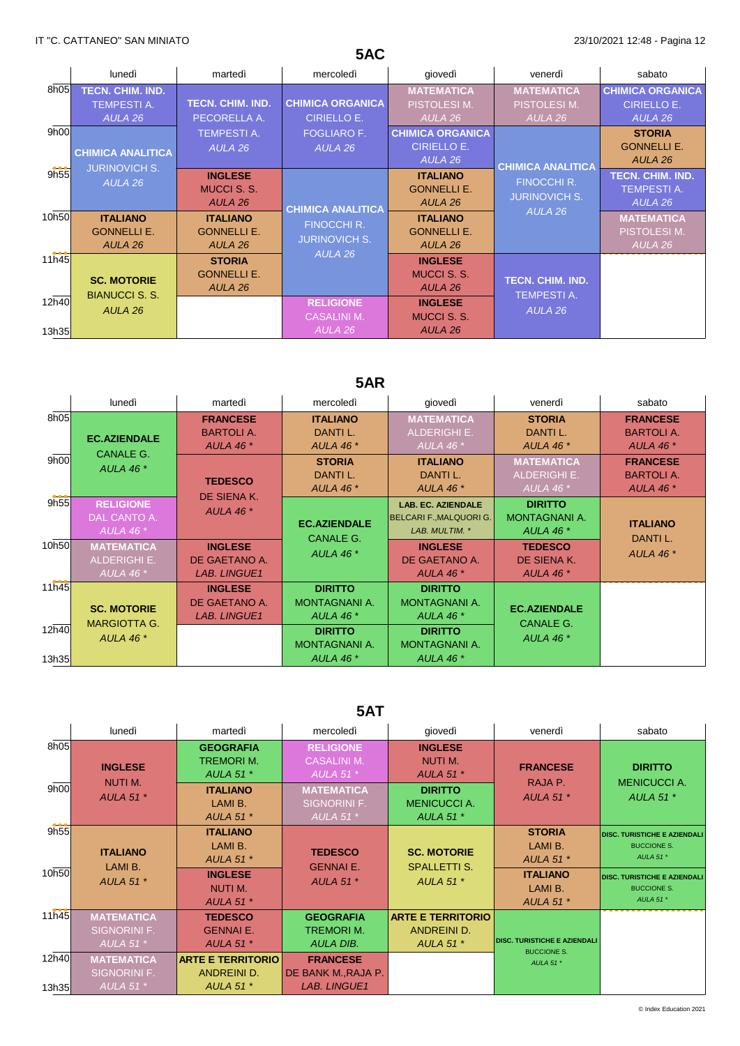## 5AC

| | lunedì | martedì | mercoledì | giovedì | venerdì | sabato |
|---|---|---|---|---|---|---|
| 8h05 | **TECN. CHIM. IND.** TEMPESTI A. *AULA 26* | **TECN. CHIM. IND.** PECORELLA A. TEMPESTI A. *AULA 26* | **CHIMICA ORGANICA** CIRIELLO E. FOGLIARO F. *AULA 26* | **MATEMATICA** PISTOLESI M. *AULA 26* | **MATEMATICA** PISTOLESI M. *AULA 26* | **CHIMICA ORGANICA** CIRIELLO E. *AULA 26* |
| 9h00 | **CHIMICA ANALITICA** JURINOVICH S. *AULA 26* | | | **CHIMICA ORGANICA** CIRIELLO E. *AULA 26* | **CHIMICA ANALITICA** FINOCCHI R. JURINOVICH S. *AULA 26* | **STORIA** GONNELLI E. *AULA 26* |
| 9h55 | | **INGLESE** MUCCI S. S. *AULA 26* | **CHIMICA ANALITICA** FINOCCHI R. JURINOVICH S. *AULA 26* | **ITALIANO** GONNELLI E. *AULA 26* | | **TECN. CHIM. IND.** TEMPESTI A. *AULA 26* |
| 10h50 | **ITALIANO** GONNELLI E. *AULA 26* | **ITALIANO** GONNELLI E. *AULA 26* | | **ITALIANO** GONNELLI E. *AULA 26* | | **MATEMATICA** PISTOLESI M. *AULA 26* |
| 11h45 | **SC. MOTORIE** BIANUCCI S. S. *AULA 26* | **STORIA** GONNELLI E. *AULA 26* | | **INGLESE** MUCCI S. S. *AULA 26* | **TECN. CHIM. IND.** TEMPESTI A. *AULA 26* | |
| 12h40 | | | **RELIGIONE** CASALINI M. *AULA 26* | **INGLESE** MUCCI S. S. *AULA 26* | | |

## 5AR

| | lunedì | martedì | mercoledì | giovedì | venerdì | sabato |
|---|---|---|---|---|---|---|
| 8h05 | **EC.AZIENDALE** CANALE G. *AULA 46 ** | **FRANCESE** BARTOLI A. *AULA 46 ** | **ITALIANO** DANTI L. *AULA 46 ** | **MATEMATICA** ALDERIGHI E. *AULA 46 ** | **STORIA** DANTI L. *AULA 46 ** | **FRANCESE** BARTOLI A. *AULA 46 ** |
| 9h00 | | **TEDESCO** DE SIENA K. *AULA 46 ** | **STORIA** DANTI L. *AULA 46 ** | **ITALIANO** DANTI L. *AULA 46 ** | **MATEMATICA** ALDERIGHI E. *AULA 46 ** | **FRANCESE** BARTOLI A. *AULA 46 ** |
| 9h55 | **RELIGIONE** DAL CANTO A. *AULA 46 ** | | **EC.AZIENDALE** CANALE G. *AULA 46 ** | **LAB. EC. AZIENDALE** BELCARI F.,MALQUORI G. *LAB. MULTIM. ** | **DIRITTO** MONTAGNANI A. *AULA 46 ** | **ITALIANO** DANTI L. *AULA 46 ** |
| 10h50 | **MATEMATICA** ALDERIGHI E. *AULA 46 ** | **INGLESE** DE GAETANO A. *LAB. LINGUE1* | | **INGLESE** DE GAETANO A. *AULA 46 ** | **TEDESCO** DE SIENA K. *AULA 46 ** | |
| 11h45 | **SC. MOTORIE** MARGIOTTA G. *AULA 46 ** | **INGLESE** DE GAETANO A. *LAB. LINGUE1* | **DIRITTO** MONTAGNANI A. *AULA 46 ** | **DIRITTO** MONTAGNANI A. *AULA 46 ** | **EC.AZIENDALE** CANALE G. *AULA 46 ** | |
| 12h40 | | | **DIRITTO** MONTAGNANI A. *AULA 46 ** | **DIRITTO** MONTAGNANI A. *AULA 46 ** | | |

## 5AT

| | lunedì | martedì | mercoledì | giovedì | venerdì | sabato |
|---|---|---|---|---|---|---|
| 8h05 | **INGLESE** NUTI M. *AULA 51 ** | **GEOGRAFIA** TREMORI M. *AULA 51 ** | **RELIGIONE** CASALINI M. *AULA 51 ** | **INGLESE** NUTI M. *AULA 51 ** | **FRANCESE** RAJA P. *AULA 51 ** | **DIRITTO** MENICUCCI A. *AULA 51 ** |
| 9h00 | | **ITALIANO** LAMI B. *AULA 51 ** | **MATEMATICA** SIGNORINI F. *AULA 51 ** | **DIRITTO** MENICUCCI A. *AULA 51 ** | | |
| 9h55 | **ITALIANO** LAMI B. *AULA 51 ** | **ITALIANO** LAMI B. *AULA 51 ** | **TEDESCO** GENNAI E. *AULA 51 ** | **SC. MOTORIE** SPALLETTI S. *AULA 51 ** | **STORIA** LAMI B. *AULA 51 ** | **DISC. TURISTICHE E AZIENDALI** BUCCIONE S. *AULA 51 ** |
| 10h50 | | **INGLESE** NUTI M. *AULA 51 ** | | | **ITALIANO** LAMI B. *AULA 51 ** | **DISC. TURISTICHE E AZIENDALI** BUCCIONE S. *AULA 51 ** |
| 11h45 | **MATEMATICA** SIGNORINI F. *AULA 51 ** | **TEDESCO** GENNAI E. *AULA 51 ** | **GEOGRAFIA** TREMORI M. *AULA DIB.* | **ARTE E TERRITORIO** ANDREINI D. *AULA 51 ** | **DISC. TURISTICHE E AZIENDALI** BUCCIONE S. *AULA 51 ** | |
| 12h40 | **MATEMATICA** SIGNORINI F. *AULA 51 ** | **ARTE E TERRITORIO** ANDREINI D. *AULA 51 ** | **FRANCESE** DE BANK M.,RAJA P. *LAB. LINGUE1* | | | |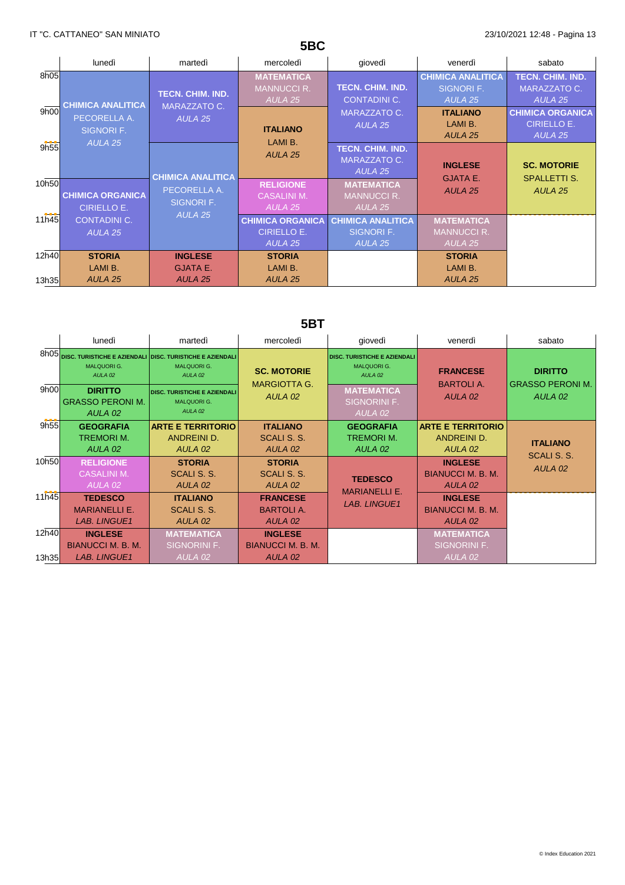## 5BC

| | lunedì | martedì | mercoledì | giovedì | venerdì | sabato |
|---|---|---|---|---|---|---|
| 8h05 | **CHIMICA ANALITICA** PECORELLA A. SIGNORI F. *AULA 25* | **TECN. CHIM. IND.** MARAZZATO C. *AULA 25* | **MATEMATICA** MANNUCCI R. *AULA 25* | **TECN. CHIM. IND.** CONTADINI C. MARAZZATO C. *AULA 25* | **CHIMICA ANALITICA** SIGNORI F. *AULA 25* | **TECN. CHIM. IND.** MARAZZATO C. *AULA 25* |
| 9h00 | | | **ITALIANO** LAMI B. *AULA 25* | | **ITALIANO** LAMI B. *AULA 25* | **CHIMICA ORGANICA** CIRIELLO E. *AULA 25* |
| 9h55 | | **CHIMICA ANALITICA** PECORELLA A. SIGNORI F. *AULA 25* | | **TECN. CHIM. IND.** MARAZZATO C. *AULA 25* | **INGLESE** GJATA E. *AULA 25* | **SC. MOTORIE** SPALLETTI S. *AULA 25* |
| 10h50 | **CHIMICA ORGANICA** CIRIELLO E. CONTADINI C. *AULA 25* | | **RELIGIONE** CASALINI M. *AULA 25* | **MATEMATICA** MANNUCCI R. *AULA 25* | | |
| 11h45 | | | **CHIMICA ORGANICA** CIRIELLO E. *AULA 25* | **CHIMICA ANALITICA** SIGNORI F. *AULA 25* | **MATEMATICA** MANNUCCI R. *AULA 25* | |
| 12h40 | **STORIA** LAMI B. *AULA 25* | **INGLESE** GJATA E. *AULA 25* | **STORIA** LAMI B. *AULA 25* | | **STORIA** LAMI B. *AULA 25* | |
| 13h35 | | | | | | |

## 5BT

| | lunedì | martedì | mercoledì | giovedì | venerdì | sabato |
|---|---|---|---|---|---|---|
| 8h05 | **DISC. TURISTICHE E AZIENDALI** MALQUORI G. *AULA 02* | **DISC. TURISTICHE E AZIENDALI** MALQUORI G. *AULA 02* | **SC. MOTORIE** MARGIOTTA G. *AULA 02* | **DISC. TURISTICHE E AZIENDALI** MALQUORI G. *AULA 02* | **FRANCESE** BARTOLI A. *AULA 02* | **DIRITTO** GRASSO PERONI M. *AULA 02* |
| 9h00 | **DIRITTO** GRASSO PERONI M. *AULA 02* | **DISC. TURISTICHE E AZIENDALI** MALQUORI G. *AULA 02* | | **MATEMATICA** SIGNORINI F. *AULA 02* | | |
| 9h55 | **GEOGRAFIA** TREMORI M. *AULA 02* | **ARTE E TERRITORIO** ANDREINI D. *AULA 02* | **ITALIANO** SCALI S. S. *AULA 02* | **GEOGRAFIA** TREMORI M. *AULA 02* | **ARTE E TERRITORIO** ANDREINI D. *AULA 02* | **ITALIANO** SCALI S. S. *AULA 02* |
| 10h50 | **RELIGIONE** CASALINI M. *AULA 02* | **STORIA** SCALI S. S. *AULA 02* | **STORIA** SCALI S. S. *AULA 02* | **TEDESCO** MARIANELLI E. *LAB. LINGUE1* | **INGLESE** BIANUCCI M. B. M. *AULA 02* | |
| 11h45 | **TEDESCO** MARIANELLI E. *LAB. LINGUE1* | **ITALIANO** SCALI S. S. *AULA 02* | **FRANCESE** BARTOLI A. *AULA 02* | | **INGLESE** BIANUCCI M. B. M. *AULA 02* | |
| 12h40 | **INGLESE** BIANUCCI M. B. M. *LAB. LINGUE1* | **MATEMATICA** SIGNORINI F. *AULA 02* | **INGLESE** BIANUCCI M. B. M. *AULA 02* | | **MATEMATICA** SIGNORINI F. *AULA 02* | |
| 13h35 | | | | | | |